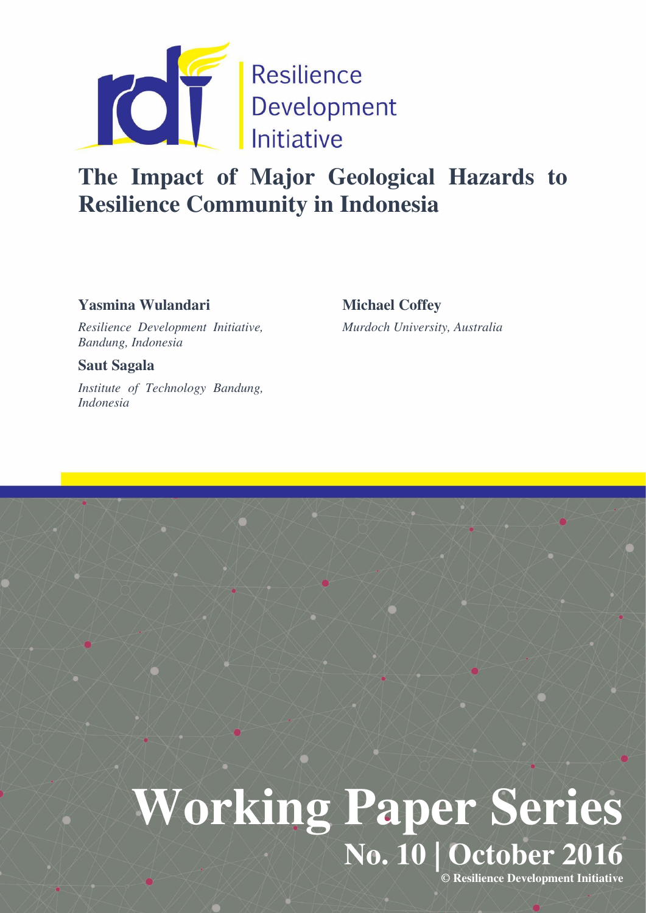Resilience Development Initiative

# The Impact of Major Geological Hazards to Resilience Community in Indonesia

**Yasmina Wulandari**

*Resilience Development Initiative, Bandung, Indonesia*

**Saut Sagala**

*Institute of Technology Bandung, Indonesia*

**Michael Coffey**

*Murdoch University, Australia*

# Working Paper Series

## No. 10 | October 2016

© Resilience Development Initiative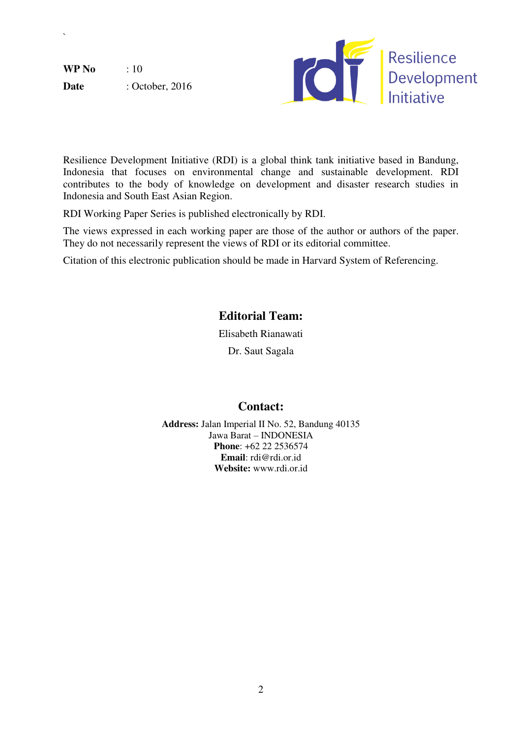**WP No** : 10

**Date** : October, 2016

Resilience Development Initiative

Resilience Development Initiative (RDI) is a global think tank initiative based in Bandung, Indonesia that focuses on environmental change and sustainable development. RDI contributes to the body of knowledge on development and disaster research studies in Indonesia and South East Asian Region.

RDI Working Paper Series is published electronically by RDI.

The views expressed in each working paper are those of the author or authors of the paper. They do not necessarily represent the views of RDI or its editorial committee.

Citation of this electronic publication should be made in Harvard System of Referencing.

## Editorial Team:

Elisabeth Rianawati

Dr. Saut Sagala

## Contact:

**Address:** Jalan Imperial II No. 52, Bandung 40135
Jawa Barat – INDONESIA
**Phone**: +62 22 2536574
**Email**: rdi@rdi.or.id
**Website:** www.rdi.or.id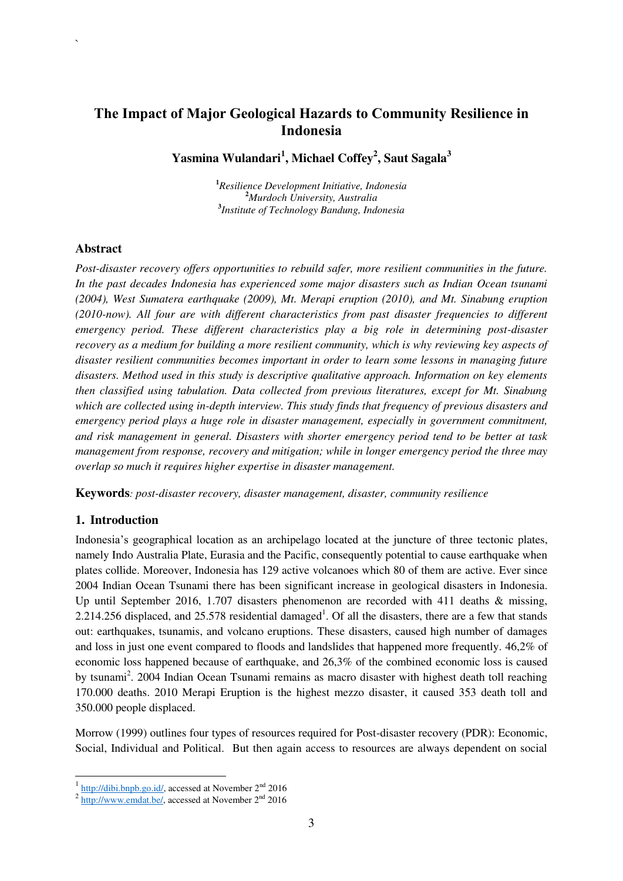# The Impact of Major Geological Hazards to Community Resilience in Indonesia

**Yasmina Wulandari[1], Michael Coffey[2], Saut Sagala[3]**

[1]*Resilience Development Initiative, Indonesia*
[2]*Murdoch University, Australia*
[3]*Institute of Technology Bandung, Indonesia*

## Abstract

*Post-disaster recovery offers opportunities to rebuild safer, more resilient communities in the future. In the past decades Indonesia has experienced some major disasters such as Indian Ocean tsunami (2004), West Sumatera earthquake (2009), Mt. Merapi eruption (2010), and Mt. Sinabung eruption (2010-now). All four are with different characteristics from past disaster frequencies to different emergency period. These different characteristics play a big role in determining post-disaster recovery as a medium for building a more resilient community, which is why reviewing key aspects of disaster resilient communities becomes important in order to learn some lessons in managing future disasters. Method used in this study is descriptive qualitative approach. Information on key elements then classified using tabulation. Data collected from previous literatures, except for Mt. Sinabung which are collected using in-depth interview. This study finds that frequency of previous disasters and emergency period plays a huge role in disaster management, especially in government commitment, and risk management in general. Disasters with shorter emergency period tend to be better at task management from response, recovery and mitigation; while in longer emergency period the three may overlap so much it requires higher expertise in disaster management.*

**Keywords***: post-disaster recovery, disaster management, disaster, community resilience*

## 1. Introduction

Indonesia's geographical location as an archipelago located at the juncture of three tectonic plates, namely Indo Australia Plate, Eurasia and the Pacific, consequently potential to cause earthquake when plates collide. Moreover, Indonesia has 129 active volcanoes which 80 of them are active. Ever since 2004 Indian Ocean Tsunami there has been significant increase in geological disasters in Indonesia. Up until September 2016, 1.707 disasters phenomenon are recorded with 411 deaths & missing, 2.214.256 displaced, and 25.578 residential damaged[1]. Of all the disasters, there are a few that stands out: earthquakes, tsunamis, and volcano eruptions. These disasters, caused high number of damages and loss in just one event compared to floods and landslides that happened more frequently. 46,2% of economic loss happened because of earthquake, and 26,3% of the combined economic loss is caused by tsunami[2]. 2004 Indian Ocean Tsunami remains as macro disaster with highest death toll reaching 170.000 deaths. 2010 Merapi Eruption is the highest mezzo disaster, it caused 353 death toll and 350.000 people displaced.

Morrow (1999) outlines four types of resources required for Post-disaster recovery (PDR): Economic, Social, Individual and Political. But then again access to resources are always dependent on social

[1] http://dibi.bnpb.go.id/, accessed at November 2nd 2016
[2] http://www.emdat.be/, accessed at November 2nd 2016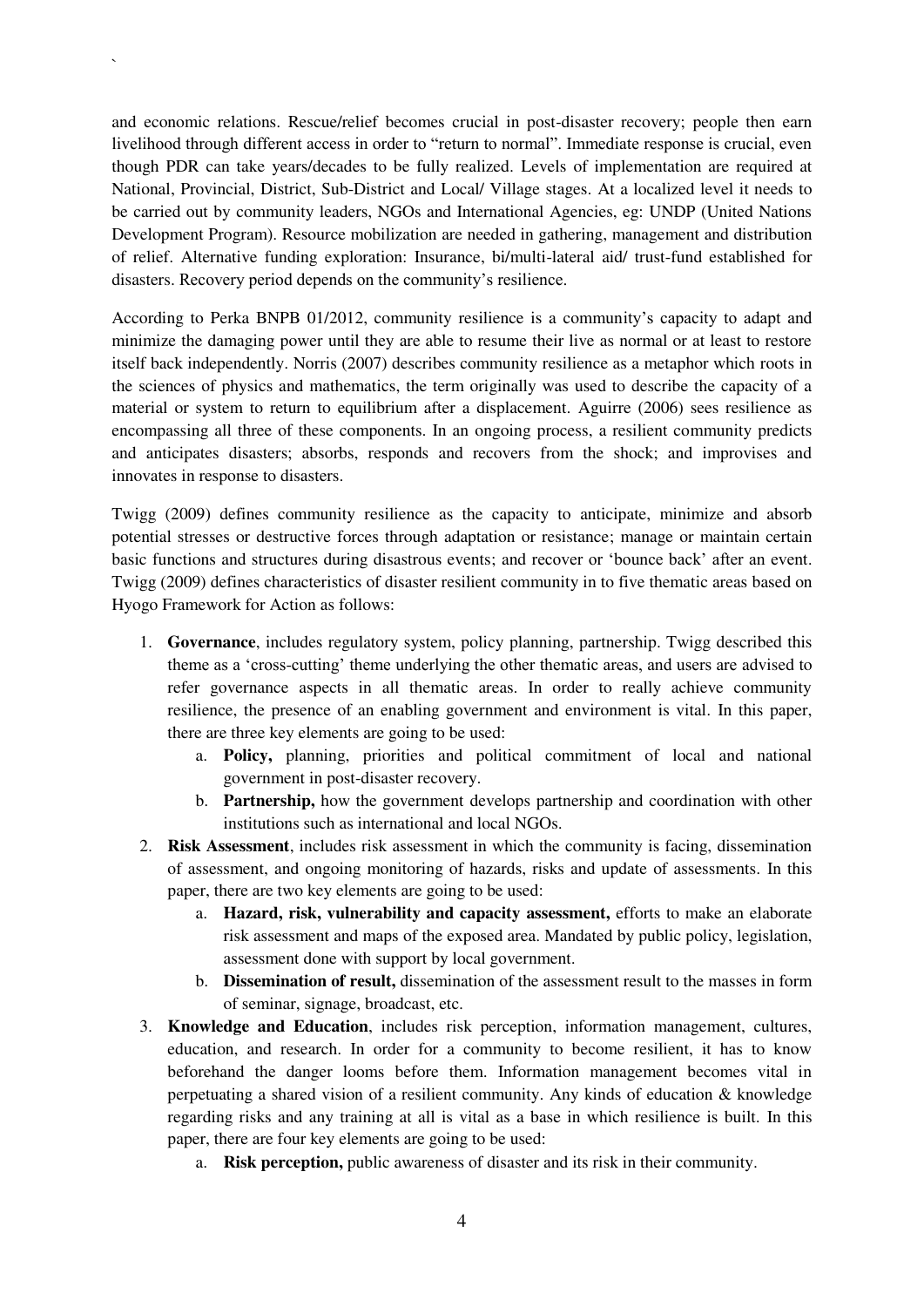and economic relations. Rescue/relief becomes crucial in post-disaster recovery; people then earn livelihood through different access in order to "return to normal". Immediate response is crucial, even though PDR can take years/decades to be fully realized. Levels of implementation are required at National, Provincial, District, Sub-District and Local/ Village stages. At a localized level it needs to be carried out by community leaders, NGOs and International Agencies, eg: UNDP (United Nations Development Program). Resource mobilization are needed in gathering, management and distribution of relief. Alternative funding exploration: Insurance, bi/multi-lateral aid/ trust-fund established for disasters. Recovery period depends on the community's resilience.

According to Perka BNPB 01/2012, community resilience is a community's capacity to adapt and minimize the damaging power until they are able to resume their live as normal or at least to restore itself back independently. Norris (2007) describes community resilience as a metaphor which roots in the sciences of physics and mathematics, the term originally was used to describe the capacity of a material or system to return to equilibrium after a displacement. Aguirre (2006) sees resilience as encompassing all three of these components. In an ongoing process, a resilient community predicts and anticipates disasters; absorbs, responds and recovers from the shock; and improvises and innovates in response to disasters.

Twigg (2009) defines community resilience as the capacity to anticipate, minimize and absorb potential stresses or destructive forces through adaptation or resistance; manage or maintain certain basic functions and structures during disastrous events; and recover or 'bounce back' after an event. Twigg (2009) defines characteristics of disaster resilient community in to five thematic areas based on Hyogo Framework for Action as follows:

1. **Governance**, includes regulatory system, policy planning, partnership. Twigg described this theme as a 'cross-cutting' theme underlying the other thematic areas, and users are advised to refer governance aspects in all thematic areas. In order to really achieve community resilience, the presence of an enabling government and environment is vital. In this paper, there are three key elements are going to be used:
   a. **Policy,** planning, priorities and political commitment of local and national government in post-disaster recovery.
   b. **Partnership,** how the government develops partnership and coordination with other institutions such as international and local NGOs.
2. **Risk Assessment**, includes risk assessment in which the community is facing, dissemination of assessment, and ongoing monitoring of hazards, risks and update of assessments. In this paper, there are two key elements are going to be used:
   a. **Hazard, risk, vulnerability and capacity assessment,** efforts to make an elaborate risk assessment and maps of the exposed area. Mandated by public policy, legislation, assessment done with support by local government.
   b. **Dissemination of result,** dissemination of the assessment result to the masses in form of seminar, signage, broadcast, etc.
3. **Knowledge and Education**, includes risk perception, information management, cultures, education, and research. In order for a community to become resilient, it has to know beforehand the danger looms before them. Information management becomes vital in perpetuating a shared vision of a resilient community. Any kinds of education & knowledge regarding risks and any training at all is vital as a base in which resilience is built. In this paper, there are four key elements are going to be used:
   a. **Risk perception,** public awareness of disaster and its risk in their community.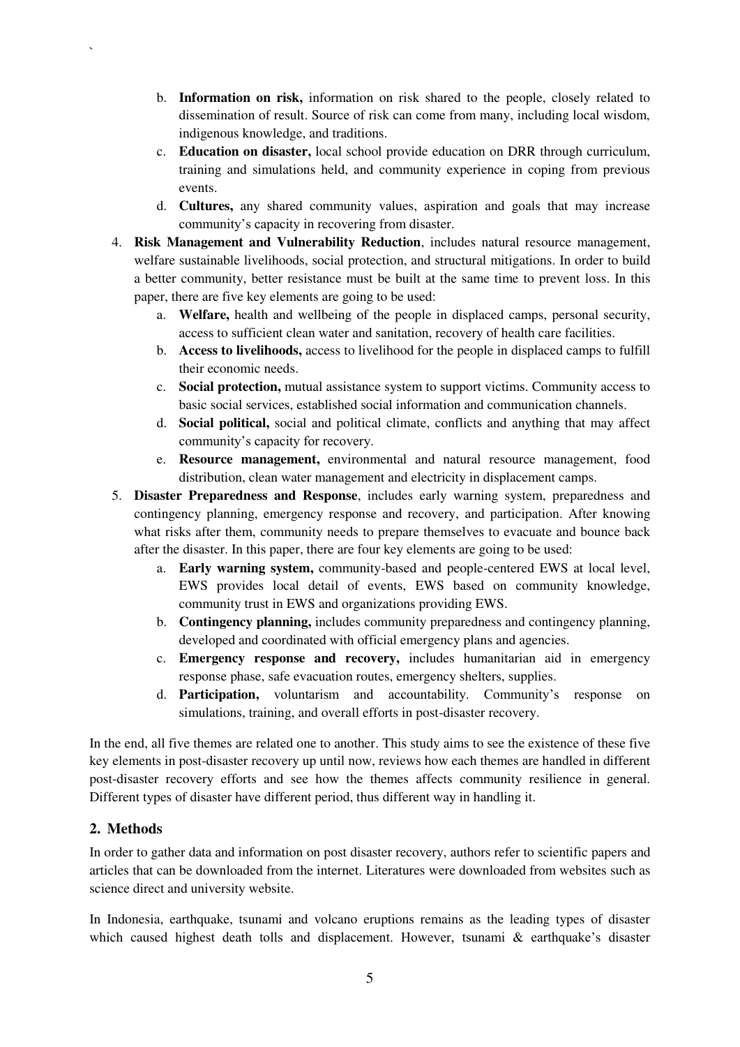b. **Information on risk,** information on risk shared to the people, closely related to dissemination of result. Source of risk can come from many, including local wisdom, indigenous knowledge, and traditions.
   c. **Education on disaster,** local school provide education on DRR through curriculum, training and simulations held, and community experience in coping from previous events.
   d. **Cultures,** any shared community values, aspiration and goals that may increase community's capacity in recovering from disaster.

4. **Risk Management and Vulnerability Reduction**, includes natural resource management, welfare sustainable livelihoods, social protection, and structural mitigations. In order to build a better community, better resistance must be built at the same time to prevent loss. In this paper, there are five key elements are going to be used:
   a. **Welfare,** health and wellbeing of the people in displaced camps, personal security, access to sufficient clean water and sanitation, recovery of health care facilities.
   b. **Access to livelihoods,** access to livelihood for the people in displaced camps to fulfill their economic needs.
   c. **Social protection,** mutual assistance system to support victims. Community access to basic social services, established social information and communication channels.
   d. **Social political,** social and political climate, conflicts and anything that may affect community's capacity for recovery.
   e. **Resource management,** environmental and natural resource management, food distribution, clean water management and electricity in displacement camps.

5. **Disaster Preparedness and Response**, includes early warning system, preparedness and contingency planning, emergency response and recovery, and participation. After knowing what risks after them, community needs to prepare themselves to evacuate and bounce back after the disaster. In this paper, there are four key elements are going to be used:
   a. **Early warning system,** community-based and people-centered EWS at local level, EWS provides local detail of events, EWS based on community knowledge, community trust in EWS and organizations providing EWS.
   b. **Contingency planning,** includes community preparedness and contingency planning, developed and coordinated with official emergency plans and agencies.
   c. **Emergency response and recovery,** includes humanitarian aid in emergency response phase, safe evacuation routes, emergency shelters, supplies.
   d. **Participation,** voluntarism and accountability. Community's response on simulations, training, and overall efforts in post-disaster recovery.

In the end, all five themes are related one to another. This study aims to see the existence of these five key elements in post-disaster recovery up until now, reviews how each themes are handled in different post-disaster recovery efforts and see how the themes affects community resilience in general. Different types of disaster have different period, thus different way in handling it.

## 2. Methods

In order to gather data and information on post disaster recovery, authors refer to scientific papers and articles that can be downloaded from the internet. Literatures were downloaded from websites such as science direct and university website.

In Indonesia, earthquake, tsunami and volcano eruptions remains as the leading types of disaster which caused highest death tolls and displacement. However, tsunami & earthquake's disaster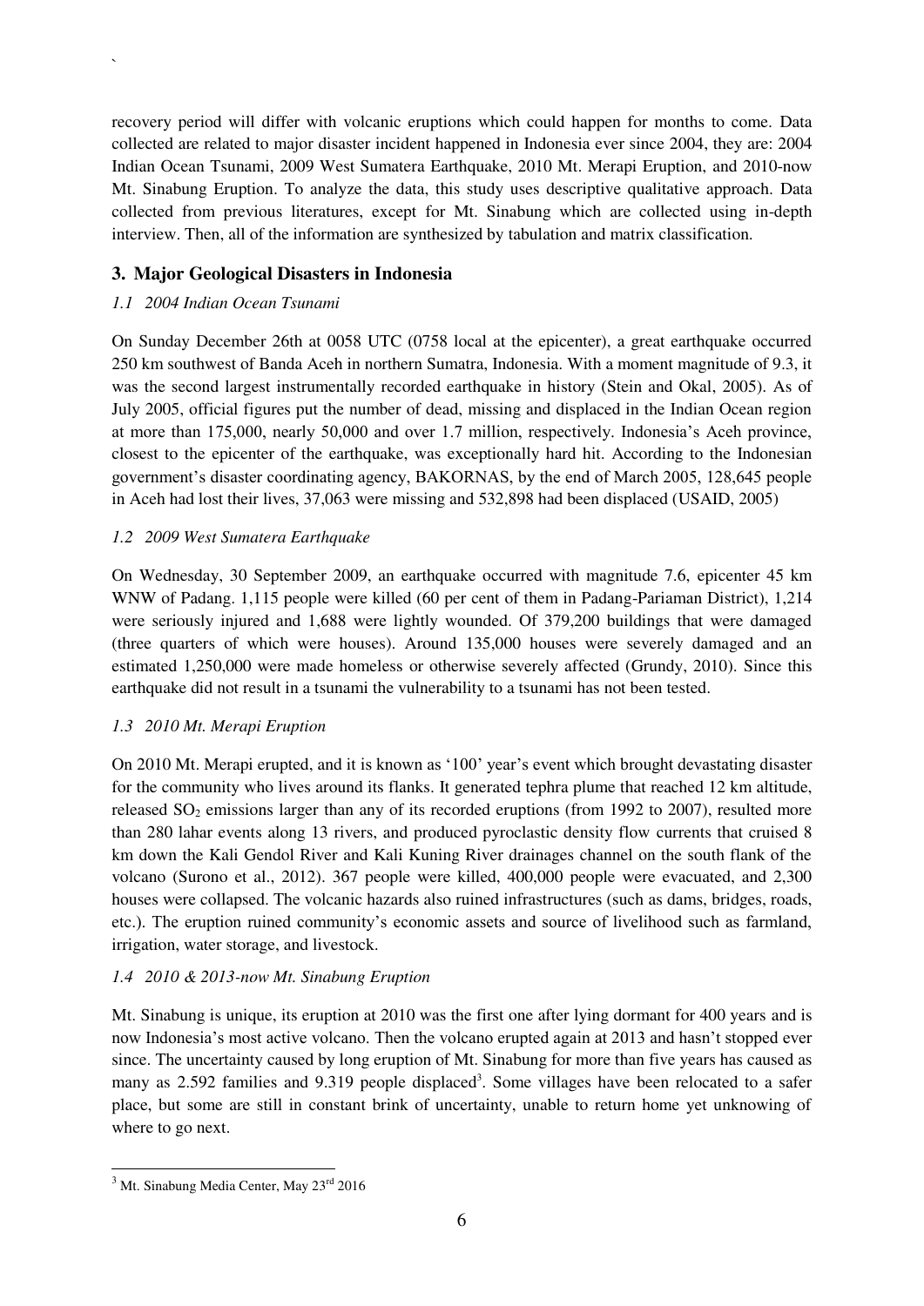recovery period will differ with volcanic eruptions which could happen for months to come. Data collected are related to major disaster incident happened in Indonesia ever since 2004, they are: 2004 Indian Ocean Tsunami, 2009 West Sumatera Earthquake, 2010 Mt. Merapi Eruption, and 2010-now Mt. Sinabung Eruption. To analyze the data, this study uses descriptive qualitative approach. Data collected from previous literatures, except for Mt. Sinabung which are collected using in-depth interview. Then, all of the information are synthesized by tabulation and matrix classification.

## 3. Major Geological Disasters in Indonesia

### *1.1 2004 Indian Ocean Tsunami*

On Sunday December 26th at 0058 UTC (0758 local at the epicenter), a great earthquake occurred 250 km southwest of Banda Aceh in northern Sumatra, Indonesia. With a moment magnitude of 9.3, it was the second largest instrumentally recorded earthquake in history (Stein and Okal, 2005). As of July 2005, official figures put the number of dead, missing and displaced in the Indian Ocean region at more than 175,000, nearly 50,000 and over 1.7 million, respectively. Indonesia's Aceh province, closest to the epicenter of the earthquake, was exceptionally hard hit. According to the Indonesian government's disaster coordinating agency, BAKORNAS, by the end of March 2005, 128,645 people in Aceh had lost their lives, 37,063 were missing and 532,898 had been displaced (USAID, 2005)

### *1.2 2009 West Sumatera Earthquake*

On Wednesday, 30 September 2009, an earthquake occurred with magnitude 7.6, epicenter 45 km WNW of Padang. 1,115 people were killed (60 per cent of them in Padang-Pariaman District), 1,214 were seriously injured and 1,688 were lightly wounded. Of 379,200 buildings that were damaged (three quarters of which were houses). Around 135,000 houses were severely damaged and an estimated 1,250,000 were made homeless or otherwise severely affected (Grundy, 2010). Since this earthquake did not result in a tsunami the vulnerability to a tsunami has not been tested.

### *1.3 2010 Mt. Merapi Eruption*

On 2010 Mt. Merapi erupted, and it is known as '100' year's event which brought devastating disaster for the community who lives around its flanks. It generated tephra plume that reached 12 km altitude, released $SO_2$ emissions larger than any of its recorded eruptions (from 1992 to 2007), resulted more than 280 lahar events along 13 rivers, and produced pyroclastic density flow currents that cruised 8 km down the Kali Gendol River and Kali Kuning River drainages channel on the south flank of the volcano (Surono et al., 2012). 367 people were killed, 400,000 people were evacuated, and 2,300 houses were collapsed. The volcanic hazards also ruined infrastructures (such as dams, bridges, roads, etc.). The eruption ruined community's economic assets and source of livelihood such as farmland, irrigation, water storage, and livestock.

### *1.4 2010 & 2013-now Mt. Sinabung Eruption*

Mt. Sinabung is unique, its eruption at 2010 was the first one after lying dormant for 400 years and is now Indonesia's most active volcano. Then the volcano erupted again at 2013 and hasn't stopped ever since. The uncertainty caused by long eruption of Mt. Sinabung for more than five years has caused as many as 2.592 families and 9.319 people displaced[3]. Some villages have been relocated to a safer place, but some are still in constant brink of uncertainty, unable to return home yet unknowing of where to go next.

---

[3] Mt. Sinabung Media Center, May 23rd 2016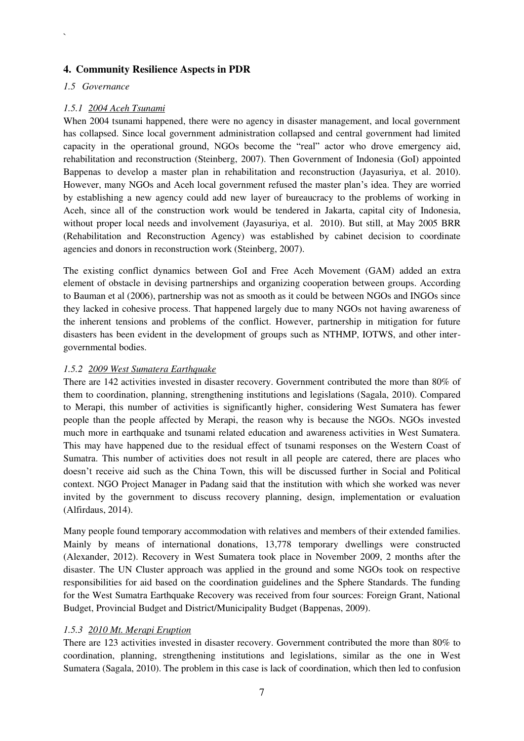## 4. Community Resilience Aspects in PDR

*1.5 Governance*

### *1.5.1 2004 Aceh Tsunami*

When 2004 tsunami happened, there were no agency in disaster management, and local government has collapsed. Since local government administration collapsed and central government had limited capacity in the operational ground, NGOs become the "real" actor who drove emergency aid, rehabilitation and reconstruction (Steinberg, 2007). Then Government of Indonesia (GoI) appointed Bappenas to develop a master plan in rehabilitation and reconstruction (Jayasuriya, et al. 2010). However, many NGOs and Aceh local government refused the master plan's idea. They are worried by establishing a new agency could add new layer of bureaucracy to the problems of working in Aceh, since all of the construction work would be tendered in Jakarta, capital city of Indonesia, without proper local needs and involvement (Jayasuriya, et al. 2010). But still, at May 2005 BRR (Rehabilitation and Reconstruction Agency) was established by cabinet decision to coordinate agencies and donors in reconstruction work (Steinberg, 2007).

The existing conflict dynamics between GoI and Free Aceh Movement (GAM) added an extra element of obstacle in devising partnerships and organizing cooperation between groups. According to Bauman et al (2006), partnership was not as smooth as it could be between NGOs and INGOs since they lacked in cohesive process. That happened largely due to many NGOs not having awareness of the inherent tensions and problems of the conflict. However, partnership in mitigation for future disasters has been evident in the development of groups such as NTHMP, IOTWS, and other inter-governmental bodies.

### *1.5.2 2009 West Sumatera Earthquake*

There are 142 activities invested in disaster recovery. Government contributed the more than 80% of them to coordination, planning, strengthening institutions and legislations (Sagala, 2010). Compared to Merapi, this number of activities is significantly higher, considering West Sumatera has fewer people than the people affected by Merapi, the reason why is because the NGOs. NGOs invested much more in earthquake and tsunami related education and awareness activities in West Sumatera. This may have happened due to the residual effect of tsunami responses on the Western Coast of Sumatra. This number of activities does not result in all people are catered, there are places who doesn't receive aid such as the China Town, this will be discussed further in Social and Political context. NGO Project Manager in Padang said that the institution with which she worked was never invited by the government to discuss recovery planning, design, implementation or evaluation (Alfirdaus, 2014).

Many people found temporary accommodation with relatives and members of their extended families. Mainly by means of international donations, 13,778 temporary dwellings were constructed (Alexander, 2012). Recovery in West Sumatera took place in November 2009, 2 months after the disaster. The UN Cluster approach was applied in the ground and some NGOs took on respective responsibilities for aid based on the coordination guidelines and the Sphere Standards. The funding for the West Sumatra Earthquake Recovery was received from four sources: Foreign Grant, National Budget, Provincial Budget and District/Municipality Budget (Bappenas, 2009).

### *1.5.3 2010 Mt. Merapi Eruption*

There are 123 activities invested in disaster recovery. Government contributed the more than 80% to coordination, planning, strengthening institutions and legislations, similar as the one in West Sumatera (Sagala, 2010). The problem in this case is lack of coordination, which then led to confusion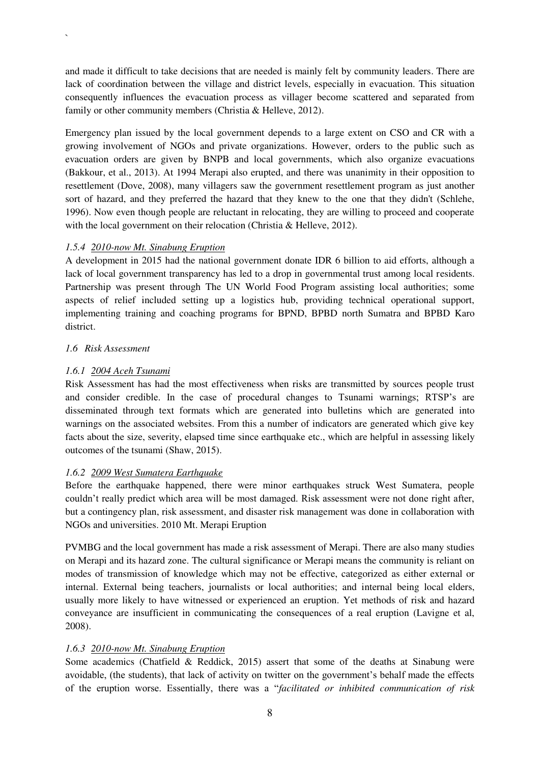and made it difficult to take decisions that are needed is mainly felt by community leaders. There are lack of coordination between the village and district levels, especially in evacuation. This situation consequently influences the evacuation process as villager become scattered and separated from family or other community members (Christia & Helleve, 2012).

Emergency plan issued by the local government depends to a large extent on CSO and CR with a growing involvement of NGOs and private organizations. However, orders to the public such as evacuation orders are given by BNPB and local governments, which also organize evacuations (Bakkour, et al., 2013). At 1994 Merapi also erupted, and there was unanimity in their opposition to resettlement (Dove, 2008), many villagers saw the government resettlement program as just another sort of hazard, and they preferred the hazard that they knew to the one that they didn't (Schlehe, 1996). Now even though people are reluctant in relocating, they are willing to proceed and cooperate with the local government on their relocation (Christia & Helleve, 2012).

#### *1.5.4 2010-now Mt. Sinabung Eruption*

A development in 2015 had the national government donate IDR 6 billion to aid efforts, although a lack of local government transparency has led to a drop in governmental trust among local residents. Partnership was present through The UN World Food Program assisting local authorities; some aspects of relief included setting up a logistics hub, providing technical operational support, implementing training and coaching programs for BPND, BPBD north Sumatra and BPBD Karo district.

### *1.6 Risk Assessment*

#### *1.6.1 2004 Aceh Tsunami*

Risk Assessment has had the most effectiveness when risks are transmitted by sources people trust and consider credible. In the case of procedural changes to Tsunami warnings; RTSP's are disseminated through text formats which are generated into bulletins which are generated into warnings on the associated websites. From this a number of indicators are generated which give key facts about the size, severity, elapsed time since earthquake etc., which are helpful in assessing likely outcomes of the tsunami (Shaw, 2015).

#### *1.6.2 2009 West Sumatera Earthquake*

Before the earthquake happened, there were minor earthquakes struck West Sumatera, people couldn't really predict which area will be most damaged. Risk assessment were not done right after, but a contingency plan, risk assessment, and disaster risk management was done in collaboration with NGOs and universities. 2010 Mt. Merapi Eruption

PVMBG and the local government has made a risk assessment of Merapi. There are also many studies on Merapi and its hazard zone. The cultural significance or Merapi means the community is reliant on modes of transmission of knowledge which may not be effective, categorized as either external or internal. External being teachers, journalists or local authorities; and internal being local elders, usually more likely to have witnessed or experienced an eruption. Yet methods of risk and hazard conveyance are insufficient in communicating the consequences of a real eruption (Lavigne et al, 2008).

#### *1.6.3 2010-now Mt. Sinabung Eruption*

Some academics (Chatfield & Reddick, 2015) assert that some of the deaths at Sinabung were avoidable, (the students), that lack of activity on twitter on the government's behalf made the effects of the eruption worse. Essentially, there was a "*facilitated or inhibited communication of risk*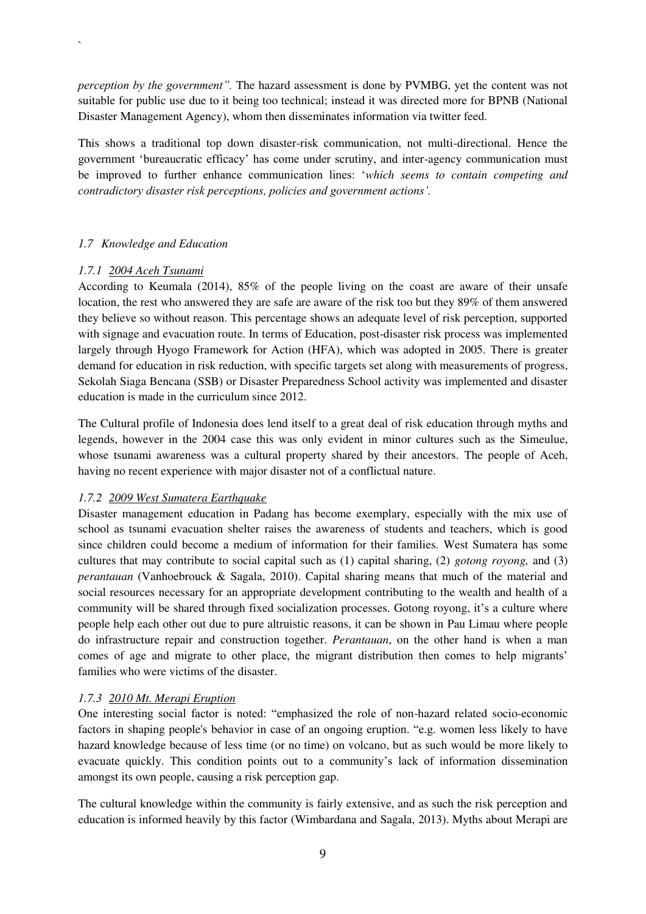*perception by the government".* The hazard assessment is done by PVMBG, yet the content was not suitable for public use due to it being too technical; instead it was directed more for BPNB (National Disaster Management Agency), whom then disseminates information via twitter feed.

This shows a traditional top down disaster-risk communication, not multi-directional. Hence the government 'bureaucratic efficacy' has come under scrutiny, and inter-agency communication must be improved to further enhance communication lines: '*which seems to contain competing and contradictory disaster risk perceptions, policies and government actions'.*

### *1.7 Knowledge and Education*

#### *1.7.1 2004 Aceh Tsunami*

According to Keumala (2014), 85% of the people living on the coast are aware of their unsafe location, the rest who answered they are safe are aware of the risk too but they 89% of them answered they believe so without reason. This percentage shows an adequate level of risk perception, supported with signage and evacuation route. In terms of Education, post-disaster risk process was implemented largely through Hyogo Framework for Action (HFA), which was adopted in 2005. There is greater demand for education in risk reduction, with specific targets set along with measurements of progress, Sekolah Siaga Bencana (SSB) or Disaster Preparedness School activity was implemented and disaster education is made in the curriculum since 2012.

The Cultural profile of Indonesia does lend itself to a great deal of risk education through myths and legends, however in the 2004 case this was only evident in minor cultures such as the Simeulue, whose tsunami awareness was a cultural property shared by their ancestors. The people of Aceh, having no recent experience with major disaster not of a conflictual nature.

#### *1.7.2 2009 West Sumatera Earthquake*

Disaster management education in Padang has become exemplary, especially with the mix use of school as tsunami evacuation shelter raises the awareness of students and teachers, which is good since children could become a medium of information for their families. West Sumatera has some cultures that may contribute to social capital such as (1) capital sharing, (2) *gotong royong,* and (3) *perantauan* (Vanhoebrouck & Sagala, 2010). Capital sharing means that much of the material and social resources necessary for an appropriate development contributing to the wealth and health of a community will be shared through fixed socialization processes. Gotong royong, it's a culture where people help each other out due to pure altruistic reasons, it can be shown in Pau Limau where people do infrastructure repair and construction together. *Perantauan*, on the other hand is when a man comes of age and migrate to other place, the migrant distribution then comes to help migrants' families who were victims of the disaster.

#### *1.7.3 2010 Mt. Merapi Eruption*

One interesting social factor is noted: "emphasized the role of non-hazard related socio-economic factors in shaping people's behavior in case of an ongoing eruption. "e.g. women less likely to have hazard knowledge because of less time (or no time) on volcano, but as such would be more likely to evacuate quickly. This condition points out to a community's lack of information dissemination amongst its own people, causing a risk perception gap.

The cultural knowledge within the community is fairly extensive, and as such the risk perception and education is informed heavily by this factor (Wimbardana and Sagala, 2013). Myths about Merapi are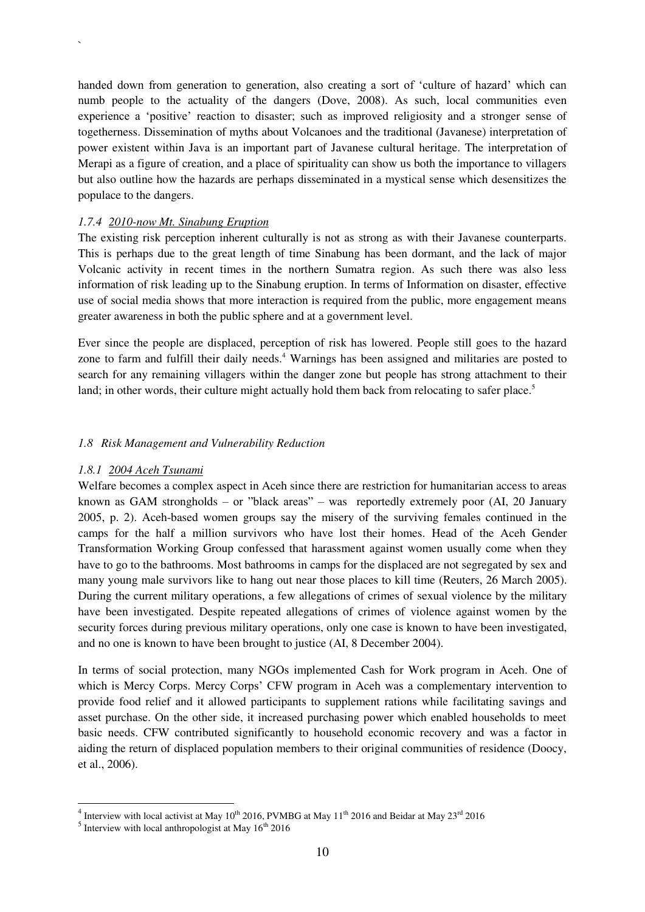handed down from generation to generation, also creating a sort of 'culture of hazard' which can numb people to the actuality of the dangers (Dove, 2008). As such, local communities even experience a 'positive' reaction to disaster; such as improved religiosity and a stronger sense of togetherness. Dissemination of myths about Volcanoes and the traditional (Javanese) interpretation of power existent within Java is an important part of Javanese cultural heritage. The interpretation of Merapi as a figure of creation, and a place of spirituality can show us both the importance to villagers but also outline how the hazards are perhaps disseminated in a mystical sense which desensitizes the populace to the dangers.

#### *1.7.4 2010-now Mt. Sinabung Eruption*

The existing risk perception inherent culturally is not as strong as with their Javanese counterparts. This is perhaps due to the great length of time Sinabung has been dormant, and the lack of major Volcanic activity in recent times in the northern Sumatra region. As such there was also less information of risk leading up to the Sinabung eruption. In terms of Information on disaster, effective use of social media shows that more interaction is required from the public, more engagement means greater awareness in both the public sphere and at a government level.

Ever since the people are displaced, perception of risk has lowered. People still goes to the hazard zone to farm and fulfill their daily needs.[4] Warnings has been assigned and militaries are posted to search for any remaining villagers within the danger zone but people has strong attachment to their land; in other words, their culture might actually hold them back from relocating to safer place.[5]

### *1.8 Risk Management and Vulnerability Reduction*

#### *1.8.1 2004 Aceh Tsunami*

Welfare becomes a complex aspect in Aceh since there are restriction for humanitarian access to areas known as GAM strongholds – or "black areas" – was reportedly extremely poor (AI, 20 January 2005, p. 2). Aceh-based women groups say the misery of the surviving females continued in the camps for the half a million survivors who have lost their homes. Head of the Aceh Gender Transformation Working Group confessed that harassment against women usually come when they have to go to the bathrooms. Most bathrooms in camps for the displaced are not segregated by sex and many young male survivors like to hang out near those places to kill time (Reuters, 26 March 2005). During the current military operations, a few allegations of crimes of sexual violence by the military have been investigated. Despite repeated allegations of crimes of violence against women by the security forces during previous military operations, only one case is known to have been investigated, and no one is known to have been brought to justice (AI, 8 December 2004).

In terms of social protection, many NGOs implemented Cash for Work program in Aceh. One of which is Mercy Corps. Mercy Corps' CFW program in Aceh was a complementary intervention to provide food relief and it allowed participants to supplement rations while facilitating savings and asset purchase. On the other side, it increased purchasing power which enabled households to meet basic needs. CFW contributed significantly to household economic recovery and was a factor in aiding the return of displaced population members to their original communities of residence (Doocy, et al., 2006).

---

[4] Interview with local activist at May 10th 2016, PVMBG at May 11th 2016 and Beidar at May 23rd 2016

[5] Interview with local anthropologist at May 16th 2016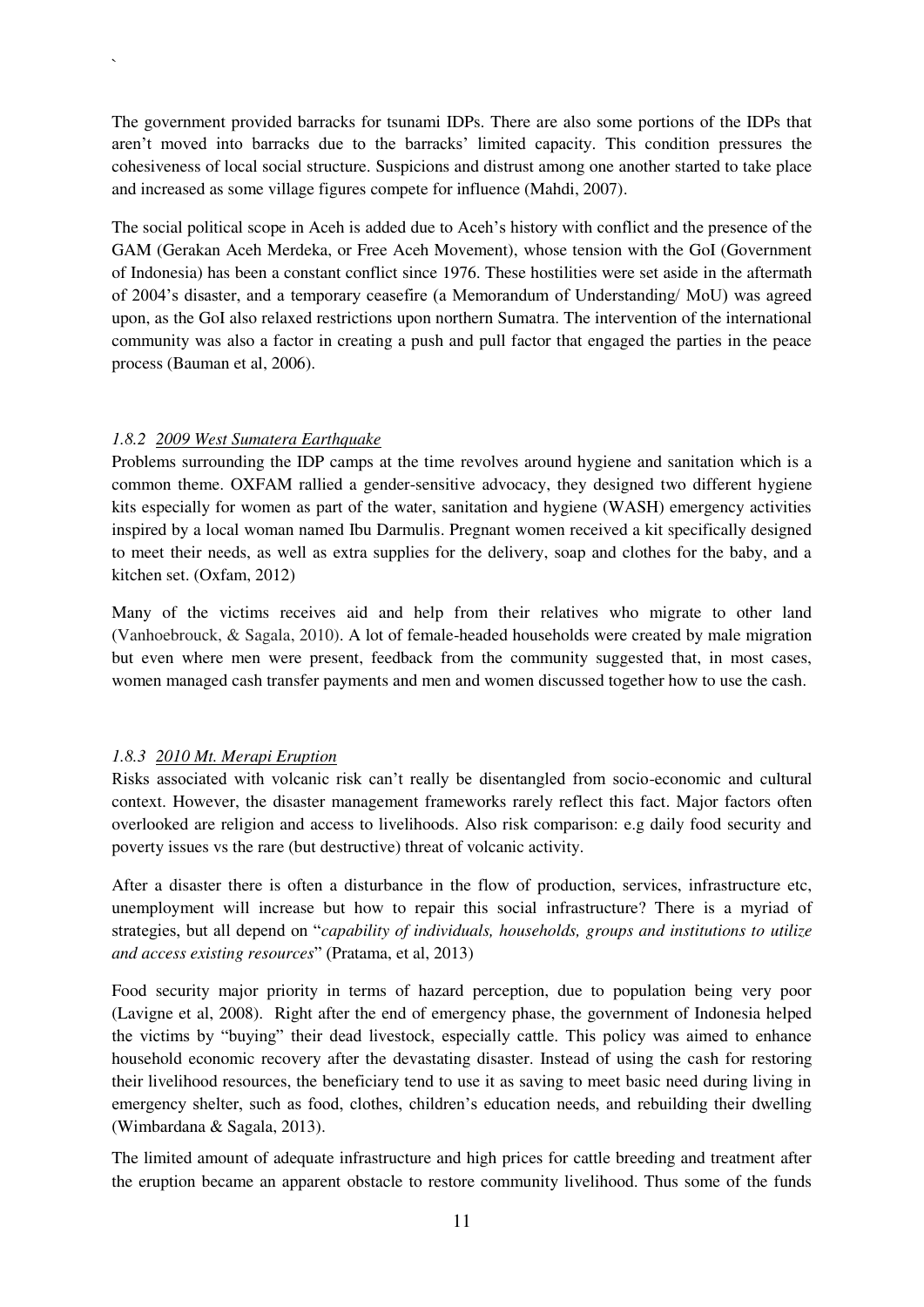The government provided barracks for tsunami IDPs. There are also some portions of the IDPs that aren't moved into barracks due to the barracks' limited capacity. This condition pressures the cohesiveness of local social structure. Suspicions and distrust among one another started to take place and increased as some village figures compete for influence (Mahdi, 2007).

The social political scope in Aceh is added due to Aceh's history with conflict and the presence of the GAM (Gerakan Aceh Merdeka, or Free Aceh Movement), whose tension with the GoI (Government of Indonesia) has been a constant conflict since 1976. These hostilities were set aside in the aftermath of 2004's disaster, and a temporary ceasefire (a Memorandum of Understanding/ MoU) was agreed upon, as the GoI also relaxed restrictions upon northern Sumatra. The intervention of the international community was also a factor in creating a push and pull factor that engaged the parties in the peace process (Bauman et al, 2006).

### *1.8.2 2009 West Sumatera Earthquake*

Problems surrounding the IDP camps at the time revolves around hygiene and sanitation which is a common theme. OXFAM rallied a gender-sensitive advocacy, they designed two different hygiene kits especially for women as part of the water, sanitation and hygiene (WASH) emergency activities inspired by a local woman named Ibu Darmulis. Pregnant women received a kit specifically designed to meet their needs, as well as extra supplies for the delivery, soap and clothes for the baby, and a kitchen set. (Oxfam, 2012)

Many of the victims receives aid and help from their relatives who migrate to other land (Vanhoebrouck, & Sagala, 2010). A lot of female-headed households were created by male migration but even where men were present, feedback from the community suggested that, in most cases, women managed cash transfer payments and men and women discussed together how to use the cash.

### *1.8.3 2010 Mt. Merapi Eruption*

Risks associated with volcanic risk can't really be disentangled from socio-economic and cultural context. However, the disaster management frameworks rarely reflect this fact. Major factors often overlooked are religion and access to livelihoods. Also risk comparison: e.g daily food security and poverty issues vs the rare (but destructive) threat of volcanic activity.

After a disaster there is often a disturbance in the flow of production, services, infrastructure etc, unemployment will increase but how to repair this social infrastructure? There is a myriad of strategies, but all depend on "*capability of individuals, households, groups and institutions to utilize and access existing resources*" (Pratama, et al, 2013)

Food security major priority in terms of hazard perception, due to population being very poor (Lavigne et al, 2008). Right after the end of emergency phase, the government of Indonesia helped the victims by "buying" their dead livestock, especially cattle. This policy was aimed to enhance household economic recovery after the devastating disaster. Instead of using the cash for restoring their livelihood resources, the beneficiary tend to use it as saving to meet basic need during living in emergency shelter, such as food, clothes, children's education needs, and rebuilding their dwelling (Wimbardana & Sagala, 2013).

The limited amount of adequate infrastructure and high prices for cattle breeding and treatment after the eruption became an apparent obstacle to restore community livelihood. Thus some of the funds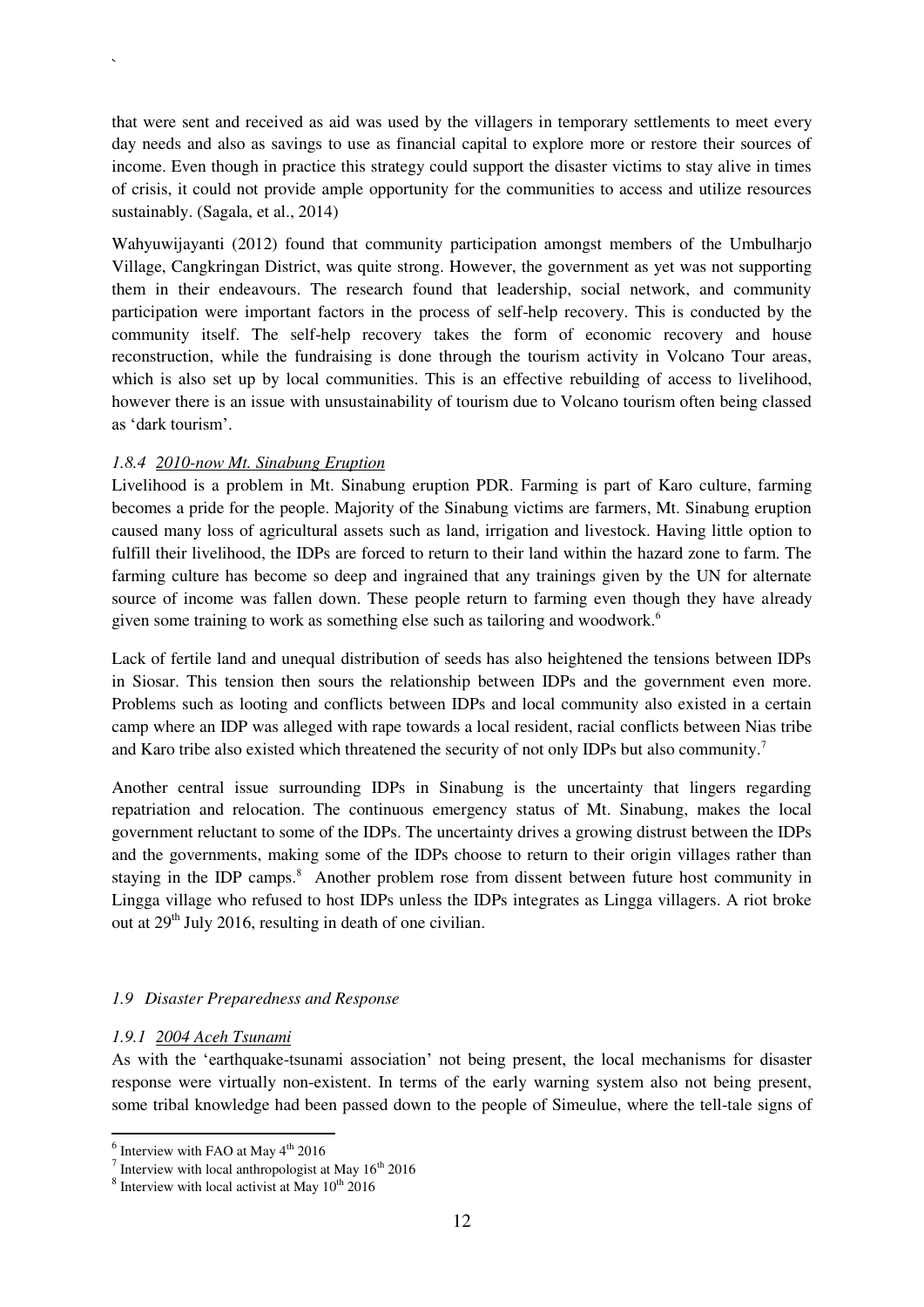that were sent and received as aid was used by the villagers in temporary settlements to meet every day needs and also as savings to use as financial capital to explore more or restore their sources of income. Even though in practice this strategy could support the disaster victims to stay alive in times of crisis, it could not provide ample opportunity for the communities to access and utilize resources sustainably. (Sagala, et al., 2014)

Wahyuwijayanti (2012) found that community participation amongst members of the Umbulharjo Village, Cangkringan District, was quite strong. However, the government as yet was not supporting them in their endeavours. The research found that leadership, social network, and community participation were important factors in the process of self-help recovery. This is conducted by the community itself. The self-help recovery takes the form of economic recovery and house reconstruction, while the fundraising is done through the tourism activity in Volcano Tour areas, which is also set up by local communities. This is an effective rebuilding of access to livelihood, however there is an issue with unsustainability of tourism due to Volcano tourism often being classed as 'dark tourism'.

#### *1.8.4 2010-now Mt. Sinabung Eruption*

Livelihood is a problem in Mt. Sinabung eruption PDR. Farming is part of Karo culture, farming becomes a pride for the people. Majority of the Sinabung victims are farmers, Mt. Sinabung eruption caused many loss of agricultural assets such as land, irrigation and livestock. Having little option to fulfill their livelihood, the IDPs are forced to return to their land within the hazard zone to farm. The farming culture has become so deep and ingrained that any trainings given by the UN for alternate source of income was fallen down. These people return to farming even though they have already given some training to work as something else such as tailoring and woodwork.[6]

Lack of fertile land and unequal distribution of seeds has also heightened the tensions between IDPs in Siosar. This tension then sours the relationship between IDPs and the government even more. Problems such as looting and conflicts between IDPs and local community also existed in a certain camp where an IDP was alleged with rape towards a local resident, racial conflicts between Nias tribe and Karo tribe also existed which threatened the security of not only IDPs but also community.[7]

Another central issue surrounding IDPs in Sinabung is the uncertainty that lingers regarding repatriation and relocation. The continuous emergency status of Mt. Sinabung, makes the local government reluctant to some of the IDPs. The uncertainty drives a growing distrust between the IDPs and the governments, making some of the IDPs choose to return to their origin villages rather than staying in the IDP camps.[8] Another problem rose from dissent between future host community in Lingga village who refused to host IDPs unless the IDPs integrates as Lingga villagers. A riot broke out at 29th July 2016, resulting in death of one civilian.

### *1.9 Disaster Preparedness and Response*

#### *1.9.1 2004 Aceh Tsunami*

As with the 'earthquake-tsunami association' not being present, the local mechanisms for disaster response were virtually non-existent. In terms of the early warning system also not being present, some tribal knowledge had been passed down to the people of Simeulue, where the tell-tale signs of

---

[6] Interview with FAO at May 4th 2016

[7] Interview with local anthropologist at May 16th 2016

[8] Interview with local activist at May 10th 2016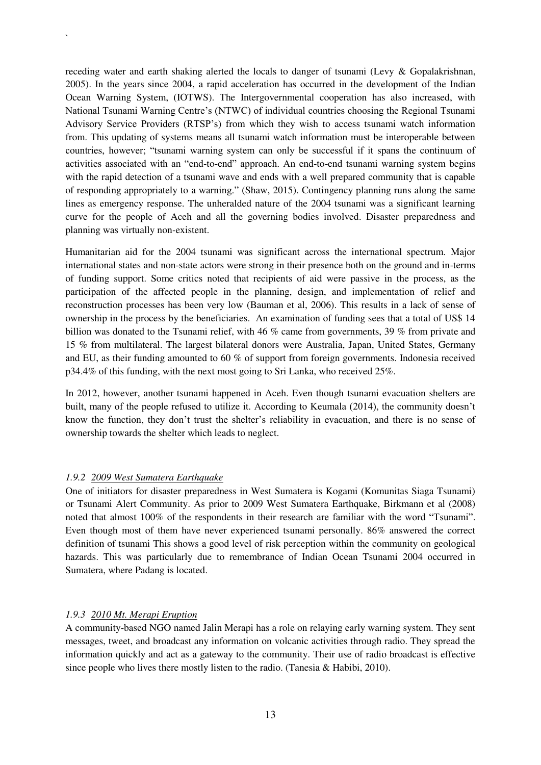receding water and earth shaking alerted the locals to danger of tsunami (Levy & Gopalakrishnan, 2005). In the years since 2004, a rapid acceleration has occurred in the development of the Indian Ocean Warning System, (IOTWS). The Intergovernmental cooperation has also increased, with National Tsunami Warning Centre's (NTWC) of individual countries choosing the Regional Tsunami Advisory Service Providers (RTSP's) from which they wish to access tsunami watch information from. This updating of systems means all tsunami watch information must be interoperable between countries, however; "tsunami warning system can only be successful if it spans the continuum of activities associated with an "end-to-end" approach. An end-to-end tsunami warning system begins with the rapid detection of a tsunami wave and ends with a well prepared community that is capable of responding appropriately to a warning." (Shaw, 2015). Contingency planning runs along the same lines as emergency response. The unheralded nature of the 2004 tsunami was a significant learning curve for the people of Aceh and all the governing bodies involved. Disaster preparedness and planning was virtually non-existent.

Humanitarian aid for the 2004 tsunami was significant across the international spectrum. Major international states and non-state actors were strong in their presence both on the ground and in-terms of funding support. Some critics noted that recipients of aid were passive in the process, as the participation of the affected people in the planning, design, and implementation of relief and reconstruction processes has been very low (Bauman et al, 2006). This results in a lack of sense of ownership in the process by the beneficiaries. An examination of funding sees that a total of US$ 14 billion was donated to the Tsunami relief, with 46 % came from governments, 39 % from private and 15 % from multilateral. The largest bilateral donors were Australia, Japan, United States, Germany and EU, as their funding amounted to 60 % of support from foreign governments. Indonesia received p34.4% of this funding, with the next most going to Sri Lanka, who received 25%.

In 2012, however, another tsunami happened in Aceh. Even though tsunami evacuation shelters are built, many of the people refused to utilize it. According to Keumala (2014), the community doesn't know the function, they don't trust the shelter's reliability in evacuation, and there is no sense of ownership towards the shelter which leads to neglect.

#### *1.9.2 2009 West Sumatera Earthquake*

One of initiators for disaster preparedness in West Sumatera is Kogami (Komunitas Siaga Tsunami) or Tsunami Alert Community. As prior to 2009 West Sumatera Earthquake, Birkmann et al (2008) noted that almost 100% of the respondents in their research are familiar with the word "Tsunami". Even though most of them have never experienced tsunami personally. 86% answered the correct definition of tsunami This shows a good level of risk perception within the community on geological hazards. This was particularly due to remembrance of Indian Ocean Tsunami 2004 occurred in Sumatera, where Padang is located.

#### *1.9.3 2010 Mt. Merapi Eruption*

A community-based NGO named Jalin Merapi has a role on relaying early warning system. They sent messages, tweet, and broadcast any information on volcanic activities through radio. They spread the information quickly and act as a gateway to the community. Their use of radio broadcast is effective since people who lives there mostly listen to the radio. (Tanesia & Habibi, 2010).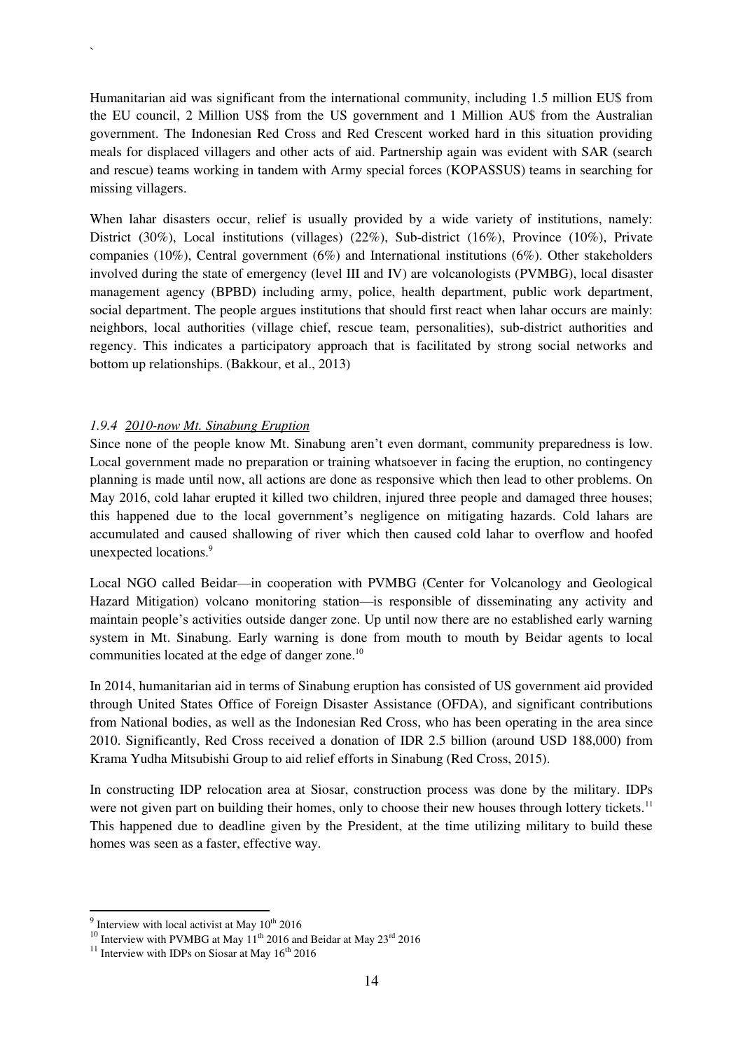Humanitarian aid was significant from the international community, including 1.5 million EU$ from the EU council, 2 Million US$ from the US government and 1 Million AU$ from the Australian government. The Indonesian Red Cross and Red Crescent worked hard in this situation providing meals for displaced villagers and other acts of aid. Partnership again was evident with SAR (search and rescue) teams working in tandem with Army special forces (KOPASSUS) teams in searching for missing villagers.

When lahar disasters occur, relief is usually provided by a wide variety of institutions, namely: District (30%), Local institutions (villages) (22%), Sub-district (16%), Province (10%), Private companies (10%), Central government (6%) and International institutions (6%). Other stakeholders involved during the state of emergency (level III and IV) are volcanologists (PVMBG), local disaster management agency (BPBD) including army, police, health department, public work department, social department. The people argues institutions that should first react when lahar occurs are mainly: neighbors, local authorities (village chief, rescue team, personalities), sub-district authorities and regency. This indicates a participatory approach that is facilitated by strong social networks and bottom up relationships. (Bakkour, et al., 2013)

### *1.9.4 2010-now Mt. Sinabung Eruption*

Since none of the people know Mt. Sinabung aren't even dormant, community preparedness is low. Local government made no preparation or training whatsoever in facing the eruption, no contingency planning is made until now, all actions are done as responsive which then lead to other problems. On May 2016, cold lahar erupted it killed two children, injured three people and damaged three houses; this happened due to the local government's negligence on mitigating hazards. Cold lahars are accumulated and caused shallowing of river which then caused cold lahar to overflow and hoofed unexpected locations.[9]

Local NGO called Beidar—in cooperation with PVMBG (Center for Volcanology and Geological Hazard Mitigation) volcano monitoring station—is responsible of disseminating any activity and maintain people's activities outside danger zone. Up until now there are no established early warning system in Mt. Sinabung. Early warning is done from mouth to mouth by Beidar agents to local communities located at the edge of danger zone.[10]

In 2014, humanitarian aid in terms of Sinabung eruption has consisted of US government aid provided through United States Office of Foreign Disaster Assistance (OFDA), and significant contributions from National bodies, as well as the Indonesian Red Cross, who has been operating in the area since 2010. Significantly, Red Cross received a donation of IDR 2.5 billion (around USD 188,000) from Krama Yudha Mitsubishi Group to aid relief efforts in Sinabung (Red Cross, 2015).

In constructing IDP relocation area at Siosar, construction process was done by the military. IDPs were not given part on building their homes, only to choose their new houses through lottery tickets.[11] This happened due to deadline given by the President, at the time utilizing military to build these homes was seen as a faster, effective way.

---

[9] Interview with local activist at May 10th 2016

[10] Interview with PVMBG at May 11th 2016 and Beidar at May 23rd 2016

[11] Interview with IDPs on Siosar at May 16th 2016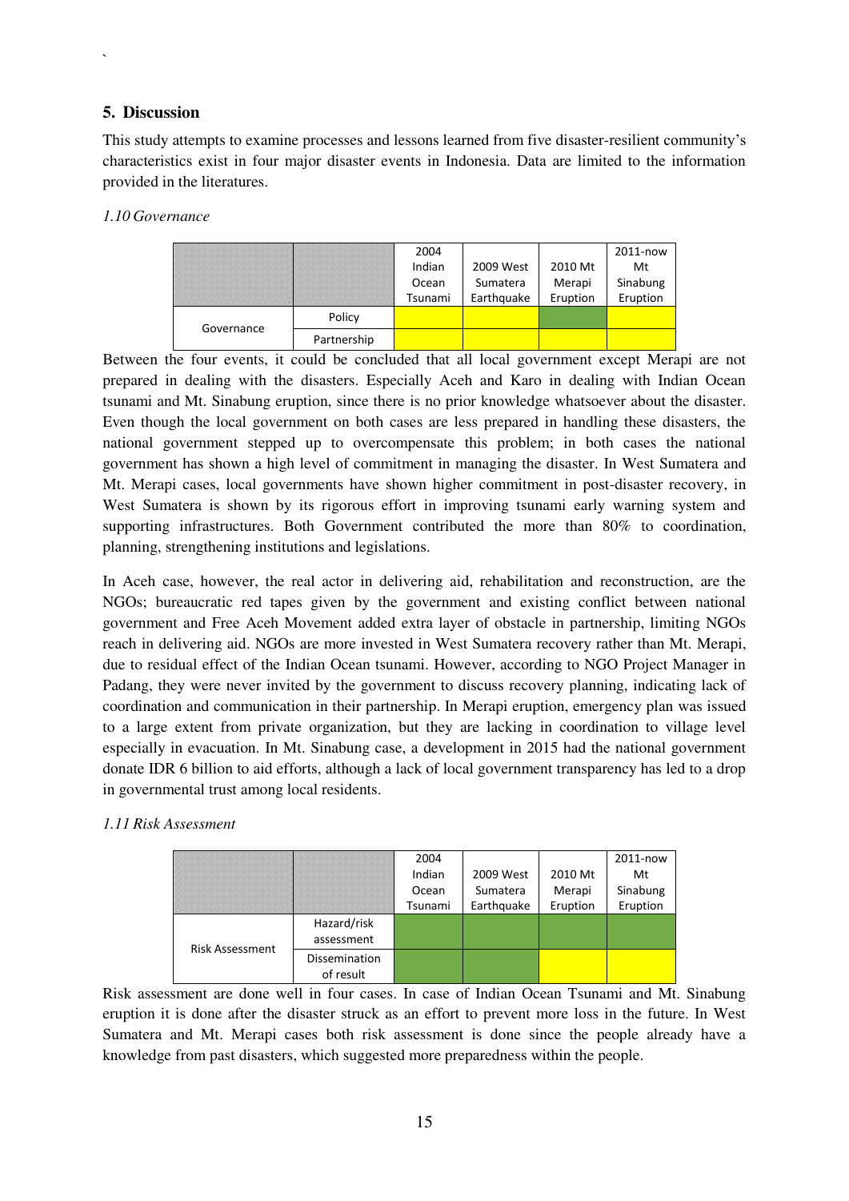## 5. Discussion

This study attempts to examine processes and lessons learned from five disaster-resilient community's characteristics exist in four major disaster events in Indonesia. Data are limited to the information provided in the literatures.

*1.10 Governance*

| | | 2004 Indian Ocean Tsunami | 2009 West Sumatera Earthquake | 2010 Mt Merapi Eruption | 2011-now Mt Sinabung Eruption |
|---|---|---|---|---|---|
| Governance | Policy | | | | |
| | Partnership | | | | |

Between the four events, it could be concluded that all local government except Merapi are not prepared in dealing with the disasters. Especially Aceh and Karo in dealing with Indian Ocean tsunami and Mt. Sinabung eruption, since there is no prior knowledge whatsoever about the disaster. Even though the local government on both cases are less prepared in handling these disasters, the national government stepped up to overcompensate this problem; in both cases the national government has shown a high level of commitment in managing the disaster. In West Sumatera and Mt. Merapi cases, local governments have shown higher commitment in post-disaster recovery, in West Sumatera is shown by its rigorous effort in improving tsunami early warning system and supporting infrastructures. Both Government contributed the more than 80% to coordination, planning, strengthening institutions and legislations.

In Aceh case, however, the real actor in delivering aid, rehabilitation and reconstruction, are the NGOs; bureaucratic red tapes given by the government and existing conflict between national government and Free Aceh Movement added extra layer of obstacle in partnership, limiting NGOs reach in delivering aid. NGOs are more invested in West Sumatera recovery rather than Mt. Merapi, due to residual effect of the Indian Ocean tsunami. However, according to NGO Project Manager in Padang, they were never invited by the government to discuss recovery planning, indicating lack of coordination and communication in their partnership. In Merapi eruption, emergency plan was issued to a large extent from private organization, but they are lacking in coordination to village level especially in evacuation. In Mt. Sinabung case, a development in 2015 had the national government donate IDR 6 billion to aid efforts, although a lack of local government transparency has led to a drop in governmental trust among local residents.

*1.11 Risk Assessment*

| | | 2004 Indian Ocean Tsunami | 2009 West Sumatera Earthquake | 2010 Mt Merapi Eruption | 2011-now Mt Sinabung Eruption |
|---|---|---|---|---|---|
| Risk Assessment | Hazard/risk assessment | | | | |
| | Dissemination of result | | | | |

Risk assessment are done well in four cases. In case of Indian Ocean Tsunami and Mt. Sinabung eruption it is done after the disaster struck as an effort to prevent more loss in the future. In West Sumatera and Mt. Merapi cases both risk assessment is done since the people already have a knowledge from past disasters, which suggested more preparedness within the people.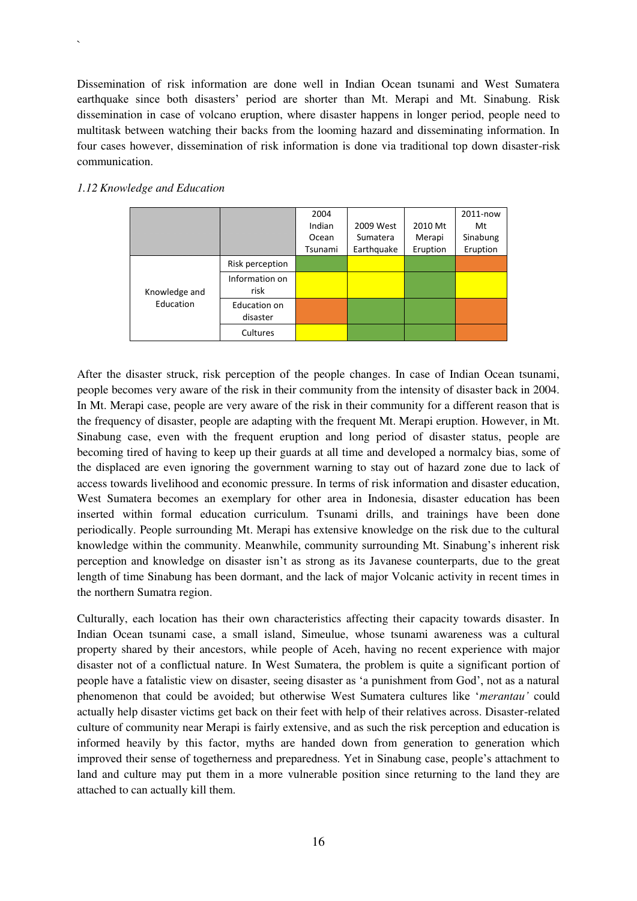Dissemination of risk information are done well in Indian Ocean tsunami and West Sumatera earthquake since both disasters' period are shorter than Mt. Merapi and Mt. Sinabung. Risk dissemination in case of volcano eruption, where disaster happens in longer period, people need to multitask between watching their backs from the looming hazard and disseminating information. In four cases however, dissemination of risk information is done via traditional top down disaster-risk communication.

*1.12 Knowledge and Education*

| | | 2004 Indian Ocean Tsunami | 2009 West Sumatera Earthquake | 2010 Mt Merapi Eruption | 2011-now Mt Sinabung Eruption |
|---|---|---|---|---|---|
| Knowledge and Education | Risk perception | (green) | (yellow) | (green) | (orange) |
| | Information on risk | (yellow) | (yellow) | (green) | (yellow) |
| | Education on disaster | (orange) | (green) | (green) | (orange) |
| | Cultures | (yellow) | (green) | (green) | (orange) |

After the disaster struck, risk perception of the people changes. In case of Indian Ocean tsunami, people becomes very aware of the risk in their community from the intensity of disaster back in 2004. In Mt. Merapi case, people are very aware of the risk in their community for a different reason that is the frequency of disaster, people are adapting with the frequent Mt. Merapi eruption. However, in Mt. Sinabung case, even with the frequent eruption and long period of disaster status, people are becoming tired of having to keep up their guards at all time and developed a normalcy bias, some of the displaced are even ignoring the government warning to stay out of hazard zone due to lack of access towards livelihood and economic pressure. In terms of risk information and disaster education, West Sumatera becomes an exemplary for other area in Indonesia, disaster education has been inserted within formal education curriculum. Tsunami drills, and trainings have been done periodically. People surrounding Mt. Merapi has extensive knowledge on the risk due to the cultural knowledge within the community. Meanwhile, community surrounding Mt. Sinabung's inherent risk perception and knowledge on disaster isn't as strong as its Javanese counterparts, due to the great length of time Sinabung has been dormant, and the lack of major Volcanic activity in recent times in the northern Sumatra region.

Culturally, each location has their own characteristics affecting their capacity towards disaster. In Indian Ocean tsunami case, a small island, Simeulue, whose tsunami awareness was a cultural property shared by their ancestors, while people of Aceh, having no recent experience with major disaster not of a conflictual nature. In West Sumatera, the problem is quite a significant portion of people have a fatalistic view on disaster, seeing disaster as 'a punishment from God', not as a natural phenomenon that could be avoided; but otherwise West Sumatera cultures like '*merantau'* could actually help disaster victims get back on their feet with help of their relatives across. Disaster-related culture of community near Merapi is fairly extensive, and as such the risk perception and education is informed heavily by this factor, myths are handed down from generation to generation which improved their sense of togetherness and preparedness. Yet in Sinabung case, people's attachment to land and culture may put them in a more vulnerable position since returning to the land they are attached to can actually kill them.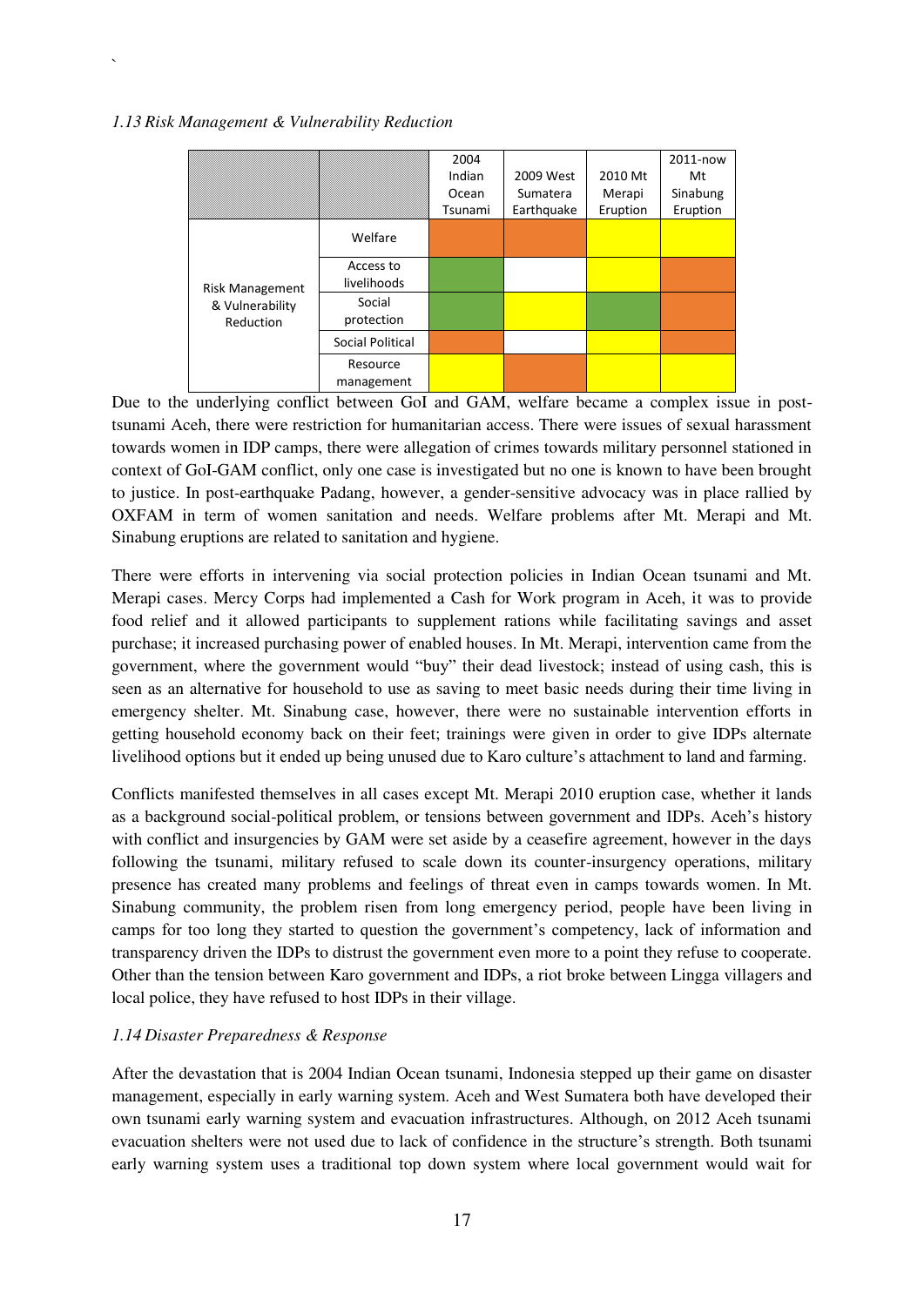*1.13 Risk Management & Vulnerability Reduction*

| | | 2004 Indian Ocean Tsunami | 2009 West Sumatera Earthquake | 2010 Mt Merapi Eruption | 2011-now Mt Sinabung Eruption |
|---|---|---|---|---|---|
| Risk Management & Vulnerability Reduction | Welfare | (orange) | (orange) | (yellow) | (yellow) |
| | Access to livelihoods | (green) | | (yellow) | (orange) |
| | Social protection | (green) | (yellow) | (green) | (orange) |
| | Social Political | (orange) | | (yellow) | (orange) |
| | Resource management | (yellow) | (orange) | (yellow) | (yellow) |

Due to the underlying conflict between GoI and GAM, welfare became a complex issue in post-tsunami Aceh, there were restriction for humanitarian access. There were issues of sexual harassment towards women in IDP camps, there were allegation of crimes towards military personnel stationed in context of GoI-GAM conflict, only one case is investigated but no one is known to have been brought to justice. In post-earthquake Padang, however, a gender-sensitive advocacy was in place rallied by OXFAM in term of women sanitation and needs. Welfare problems after Mt. Merapi and Mt. Sinabung eruptions are related to sanitation and hygiene.

There were efforts in intervening via social protection policies in Indian Ocean tsunami and Mt. Merapi cases. Mercy Corps had implemented a Cash for Work program in Aceh, it was to provide food relief and it allowed participants to supplement rations while facilitating savings and asset purchase; it increased purchasing power of enabled houses. In Mt. Merapi, intervention came from the government, where the government would "buy" their dead livestock; instead of using cash, this is seen as an alternative for household to use as saving to meet basic needs during their time living in emergency shelter. Mt. Sinabung case, however, there were no sustainable intervention efforts in getting household economy back on their feet; trainings were given in order to give IDPs alternate livelihood options but it ended up being unused due to Karo culture's attachment to land and farming.

Conflicts manifested themselves in all cases except Mt. Merapi 2010 eruption case, whether it lands as a background social-political problem, or tensions between government and IDPs. Aceh's history with conflict and insurgencies by GAM were set aside by a ceasefire agreement, however in the days following the tsunami, military refused to scale down its counter-insurgency operations, military presence has created many problems and feelings of threat even in camps towards women. In Mt. Sinabung community, the problem risen from long emergency period, people have been living in camps for too long they started to question the government's competency, lack of information and transparency driven the IDPs to distrust the government even more to a point they refuse to cooperate. Other than the tension between Karo government and IDPs, a riot broke between Lingga villagers and local police, they have refused to host IDPs in their village.

*1.14 Disaster Preparedness & Response*

After the devastation that is 2004 Indian Ocean tsunami, Indonesia stepped up their game on disaster management, especially in early warning system. Aceh and West Sumatera both have developed their own tsunami early warning system and evacuation infrastructures. Although, on 2012 Aceh tsunami evacuation shelters were not used due to lack of confidence in the structure's strength. Both tsunami early warning system uses a traditional top down system where local government would wait for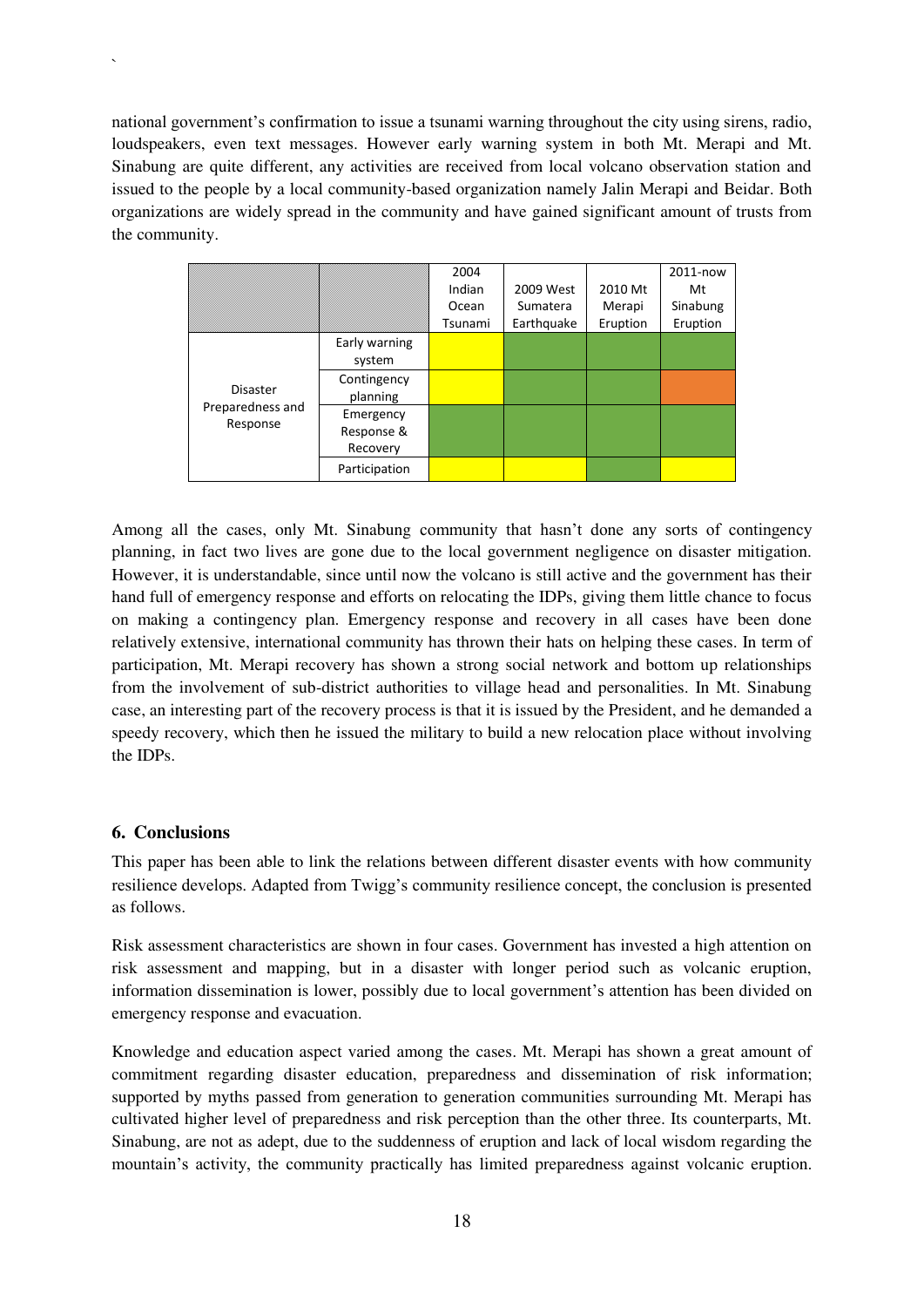national government's confirmation to issue a tsunami warning throughout the city using sirens, radio, loudspeakers, even text messages. However early warning system in both Mt. Merapi and Mt. Sinabung are quite different, any activities are received from local volcano observation station and issued to the people by a local community-based organization namely Jalin Merapi and Beidar. Both organizations are widely spread in the community and have gained significant amount of trusts from the community.

| | | 2004 Indian Ocean Tsunami | 2009 West Sumatera Earthquake | 2010 Mt Merapi Eruption | 2011-now Mt Sinabung Eruption |
|---|---|---|---|---|---|
| Disaster Preparedness and Response | Early warning system | (yellow) | (green) | (green) | (green) |
| | Contingency planning | (yellow) | (green) | (green) | (orange) |
| | Emergency Response & Recovery | (green) | (green) | (green) | (green) |
| | Participation | (yellow) | (yellow) | (green) | (yellow) |

Among all the cases, only Mt. Sinabung community that hasn't done any sorts of contingency planning, in fact two lives are gone due to the local government negligence on disaster mitigation. However, it is understandable, since until now the volcano is still active and the government has their hand full of emergency response and efforts on relocating the IDPs, giving them little chance to focus on making a contingency plan. Emergency response and recovery in all cases have been done relatively extensive, international community has thrown their hats on helping these cases. In term of participation, Mt. Merapi recovery has shown a strong social network and bottom up relationships from the involvement of sub-district authorities to village head and personalities. In Mt. Sinabung case, an interesting part of the recovery process is that it is issued by the President, and he demanded a speedy recovery, which then he issued the military to build a new relocation place without involving the IDPs.

## 6. Conclusions

This paper has been able to link the relations between different disaster events with how community resilience develops. Adapted from Twigg's community resilience concept, the conclusion is presented as follows.

Risk assessment characteristics are shown in four cases. Government has invested a high attention on risk assessment and mapping, but in a disaster with longer period such as volcanic eruption, information dissemination is lower, possibly due to local government's attention has been divided on emergency response and evacuation.

Knowledge and education aspect varied among the cases. Mt. Merapi has shown a great amount of commitment regarding disaster education, preparedness and dissemination of risk information; supported by myths passed from generation to generation communities surrounding Mt. Merapi has cultivated higher level of preparedness and risk perception than the other three. Its counterparts, Mt. Sinabung, are not as adept, due to the suddenness of eruption and lack of local wisdom regarding the mountain's activity, the community practically has limited preparedness against volcanic eruption.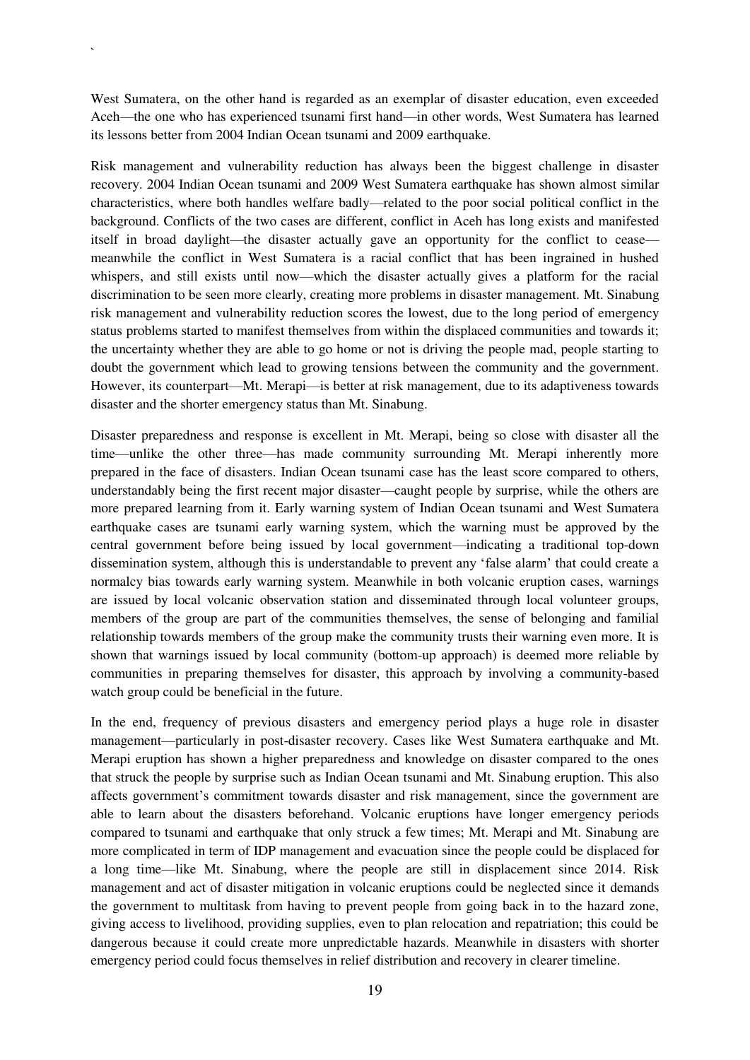West Sumatera, on the other hand is regarded as an exemplar of disaster education, even exceeded Aceh—the one who has experienced tsunami first hand—in other words, West Sumatera has learned its lessons better from 2004 Indian Ocean tsunami and 2009 earthquake.

Risk management and vulnerability reduction has always been the biggest challenge in disaster recovery. 2004 Indian Ocean tsunami and 2009 West Sumatera earthquake has shown almost similar characteristics, where both handles welfare badly—related to the poor social political conflict in the background. Conflicts of the two cases are different, conflict in Aceh has long exists and manifested itself in broad daylight—the disaster actually gave an opportunity for the conflict to cease—meanwhile the conflict in West Sumatera is a racial conflict that has been ingrained in hushed whispers, and still exists until now—which the disaster actually gives a platform for the racial discrimination to be seen more clearly, creating more problems in disaster management. Mt. Sinabung risk management and vulnerability reduction scores the lowest, due to the long period of emergency status problems started to manifest themselves from within the displaced communities and towards it; the uncertainty whether they are able to go home or not is driving the people mad, people starting to doubt the government which lead to growing tensions between the community and the government. However, its counterpart—Mt. Merapi—is better at risk management, due to its adaptiveness towards disaster and the shorter emergency status than Mt. Sinabung.

Disaster preparedness and response is excellent in Mt. Merapi, being so close with disaster all the time—unlike the other three—has made community surrounding Mt. Merapi inherently more prepared in the face of disasters. Indian Ocean tsunami case has the least score compared to others, understandably being the first recent major disaster—caught people by surprise, while the others are more prepared learning from it. Early warning system of Indian Ocean tsunami and West Sumatera earthquake cases are tsunami early warning system, which the warning must be approved by the central government before being issued by local government—indicating a traditional top-down dissemination system, although this is understandable to prevent any 'false alarm' that could create a normalcy bias towards early warning system. Meanwhile in both volcanic eruption cases, warnings are issued by local volcanic observation station and disseminated through local volunteer groups, members of the group are part of the communities themselves, the sense of belonging and familial relationship towards members of the group make the community trusts their warning even more. It is shown that warnings issued by local community (bottom-up approach) is deemed more reliable by communities in preparing themselves for disaster, this approach by involving a community-based watch group could be beneficial in the future.

In the end, frequency of previous disasters and emergency period plays a huge role in disaster management—particularly in post-disaster recovery. Cases like West Sumatera earthquake and Mt. Merapi eruption has shown a higher preparedness and knowledge on disaster compared to the ones that struck the people by surprise such as Indian Ocean tsunami and Mt. Sinabung eruption. This also affects government's commitment towards disaster and risk management, since the government are able to learn about the disasters beforehand. Volcanic eruptions have longer emergency periods compared to tsunami and earthquake that only struck a few times; Mt. Merapi and Mt. Sinabung are more complicated in term of IDP management and evacuation since the people could be displaced for a long time—like Mt. Sinabung, where the people are still in displacement since 2014. Risk management and act of disaster mitigation in volcanic eruptions could be neglected since it demands the government to multitask from having to prevent people from going back in to the hazard zone, giving access to livelihood, providing supplies, even to plan relocation and repatriation; this could be dangerous because it could create more unpredictable hazards. Meanwhile in disasters with shorter emergency period could focus themselves in relief distribution and recovery in clearer timeline.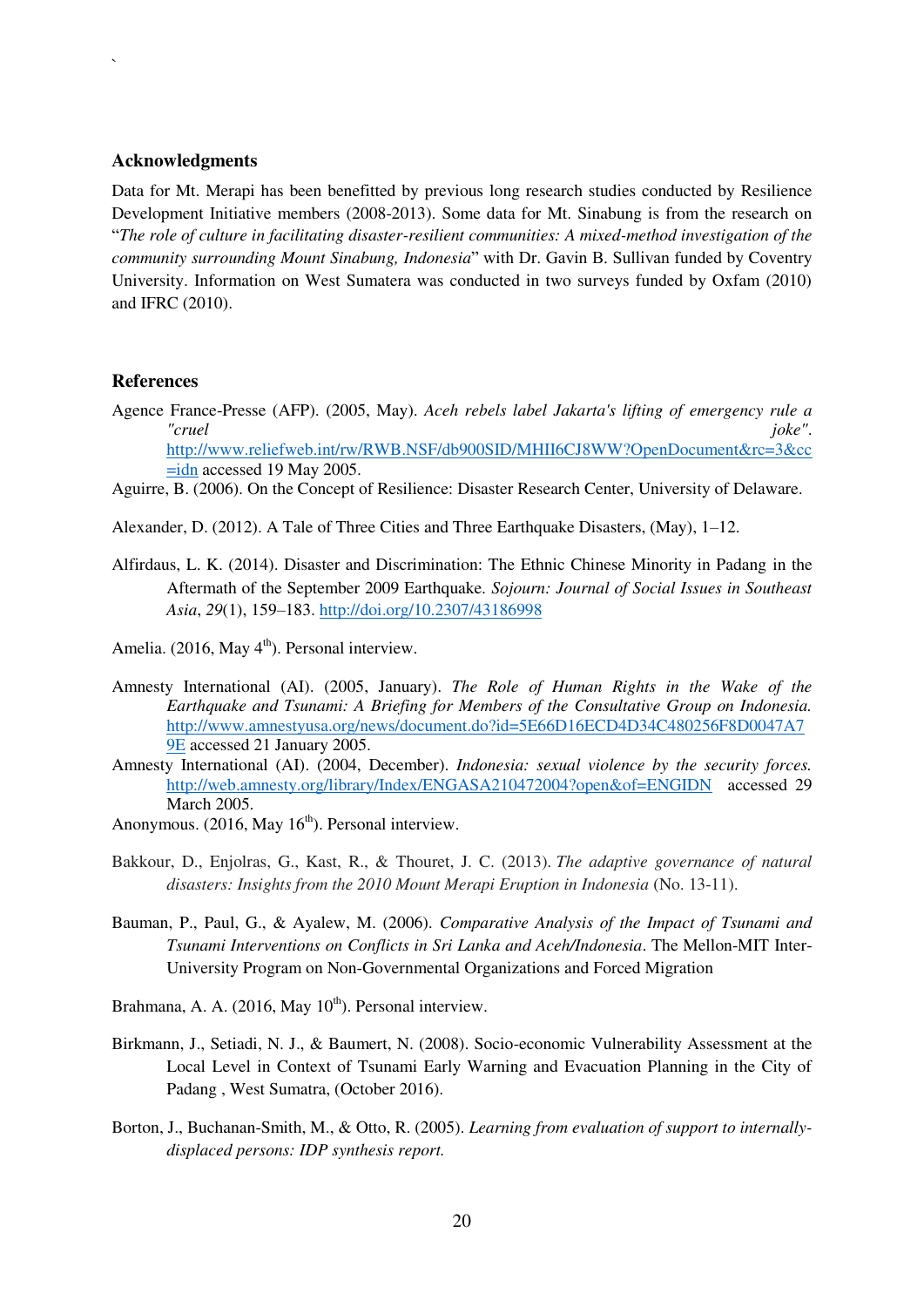## Acknowledgments

Data for Mt. Merapi has been benefitted by previous long research studies conducted by Resilience Development Initiative members (2008-2013). Some data for Mt. Sinabung is from the research on "*The role of culture in facilitating disaster-resilient communities: A mixed-method investigation of the community surrounding Mount Sinabung, Indonesia*" with Dr. Gavin B. Sullivan funded by Coventry University. Information on West Sumatera was conducted in two surveys funded by Oxfam (2010) and IFRC (2010).

## References

Agence France-Presse (AFP). (2005, May). *Aceh rebels label Jakarta's lifting of emergency rule a "cruel joke"*. http://www.reliefweb.int/rw/RWB.NSF/db900SID/MHII6CJ8WW?OpenDocument&rc=3&cc=idn accessed 19 May 2005.

Aguirre, B. (2006). On the Concept of Resilience: Disaster Research Center, University of Delaware.

Alexander, D. (2012). A Tale of Three Cities and Three Earthquake Disasters, (May), 1–12.

Alfirdaus, L. K. (2014). Disaster and Discrimination: The Ethnic Chinese Minority in Padang in the Aftermath of the September 2009 Earthquake. *Sojourn: Journal of Social Issues in Southeast Asia*, *29*(1), 159–183. http://doi.org/10.2307/43186998

Amelia. (2016, May 4th). Personal interview.

Amnesty International (AI). (2005, January). *The Role of Human Rights in the Wake of the Earthquake and Tsunami: A Briefing for Members of the Consultative Group on Indonesia.* http://www.amnestyusa.org/news/document.do?id=5E66D16ECD4D34C480256F8D0047A79E accessed 21 January 2005.

Amnesty International (AI). (2004, December). *Indonesia: sexual violence by the security forces.* http://web.amnesty.org/library/Index/ENGASA210472004?open&of=ENGIDN accessed 29 March 2005.

Anonymous. (2016, May 16th). Personal interview.

Bakkour, D., Enjolras, G., Kast, R., & Thouret, J. C. (2013). *The adaptive governance of natural disasters: Insights from the 2010 Mount Merapi Eruption in Indonesia* (No. 13-11).

Bauman, P., Paul, G., & Ayalew, M. (2006). *Comparative Analysis of the Impact of Tsunami and Tsunami Interventions on Conflicts in Sri Lanka and Aceh/Indonesia*. The Mellon-MIT Inter-University Program on Non-Governmental Organizations and Forced Migration

Brahmana, A. A. (2016, May 10th). Personal interview.

Birkmann, J., Setiadi, N. J., & Baumert, N. (2008). Socio-economic Vulnerability Assessment at the Local Level in Context of Tsunami Early Warning and Evacuation Planning in the City of Padang , West Sumatra, (October 2016).

Borton, J., Buchanan-Smith, M., & Otto, R. (2005). *Learning from evaluation of support to internally-displaced persons: IDP synthesis report.*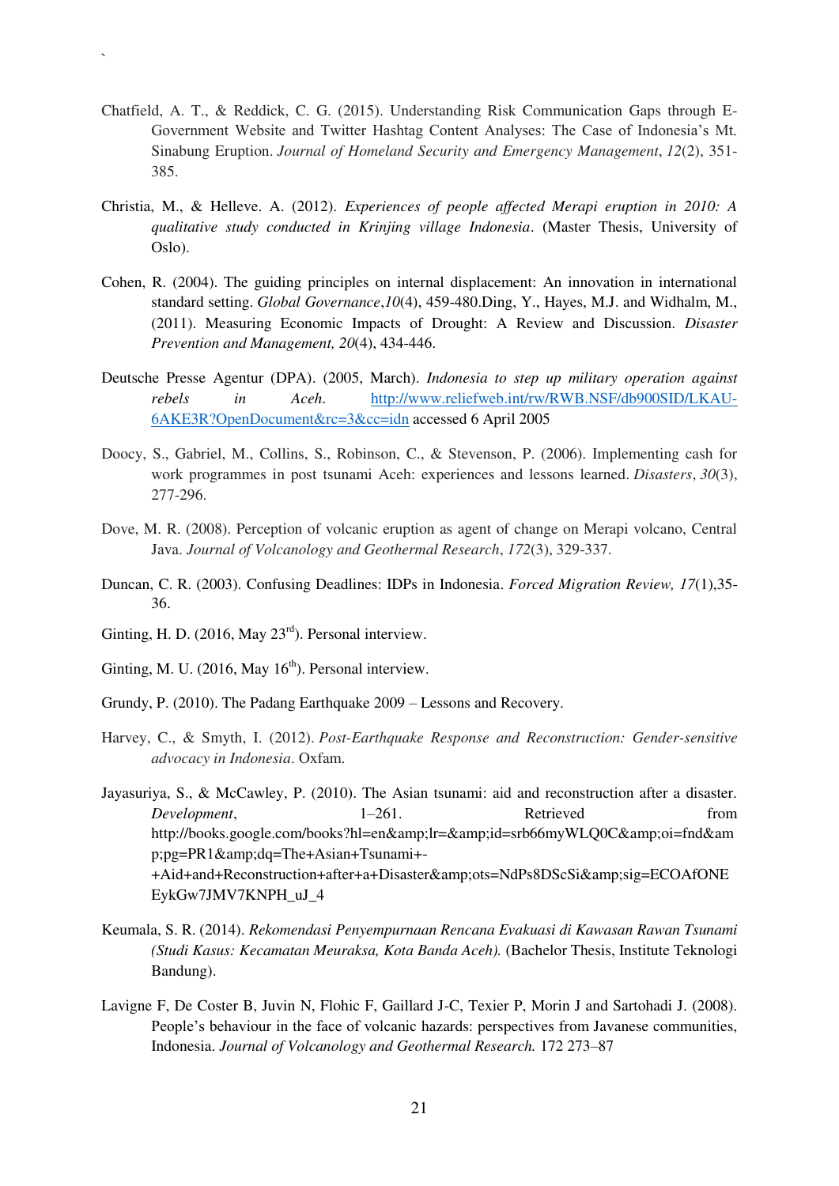Chatfield, A. T., & Reddick, C. G. (2015). Understanding Risk Communication Gaps through E-Government Website and Twitter Hashtag Content Analyses: The Case of Indonesia's Mt. Sinabung Eruption. *Journal of Homeland Security and Emergency Management*, *12*(2), 351-385.

Christia, M., & Helleve. A. (2012). *Experiences of people affected Merapi eruption in 2010: A qualitative study conducted in Krinjing village Indonesia*. (Master Thesis, University of Oslo).

Cohen, R. (2004). The guiding principles on internal displacement: An innovation in international standard setting. *Global Governance*,*10*(4), 459-480.Ding, Y., Hayes, M.J. and Widhalm, M., (2011). Measuring Economic Impacts of Drought: A Review and Discussion. *Disaster Prevention and Management, 20*(4), 434-446.

Deutsche Presse Agentur (DPA). (2005, March). *Indonesia to step up military operation against rebels in Aceh.* http://www.reliefweb.int/rw/RWB.NSF/db900SID/LKAU-6AKE3R?OpenDocument&rc=3&cc=idn accessed 6 April 2005

Doocy, S., Gabriel, M., Collins, S., Robinson, C., & Stevenson, P. (2006). Implementing cash for work programmes in post tsunami Aceh: experiences and lessons learned. *Disasters*, *30*(3), 277-296.

Dove, M. R. (2008). Perception of volcanic eruption as agent of change on Merapi volcano, Central Java. *Journal of Volcanology and Geothermal Research*, *172*(3), 329-337.

Duncan, C. R. (2003). Confusing Deadlines: IDPs in Indonesia. *Forced Migration Review, 17*(1),35-36.

Ginting, H. D. (2016, May 23rd). Personal interview.

Ginting, M. U. (2016, May 16th). Personal interview.

Grundy, P. (2010). The Padang Earthquake 2009 – Lessons and Recovery.

Harvey, C., & Smyth, I. (2012). *Post-Earthquake Response and Reconstruction: Gender-sensitive advocacy in Indonesia*. Oxfam.

Jayasuriya, S., & McCawley, P. (2010). The Asian tsunami: aid and reconstruction after a disaster. *Development*, 1–261. Retrieved from http://books.google.com/books?hl=en&amp;lr=&amp;id=srb66myWLQ0C&amp;oi=fnd&amp;pg=PR1&amp;dq=The+Asian+Tsunami+-+Aid+and+Reconstruction+after+a+Disaster&amp;ots=NdPs8DScSi&amp;sig=ECOAfONEEykGw7JMV7KNPH_uJ_4

Keumala, S. R. (2014). *Rekomendasi Penyempurnaan Rencana Evakuasi di Kawasan Rawan Tsunami (Studi Kasus: Kecamatan Meuraksa, Kota Banda Aceh).* (Bachelor Thesis, Institute Teknologi Bandung).

Lavigne F, De Coster B, Juvin N, Flohic F, Gaillard J-C, Texier P, Morin J and Sartohadi J. (2008). People's behaviour in the face of volcanic hazards: perspectives from Javanese communities, Indonesia. *Journal of Volcanology and Geothermal Research.* 172 273–87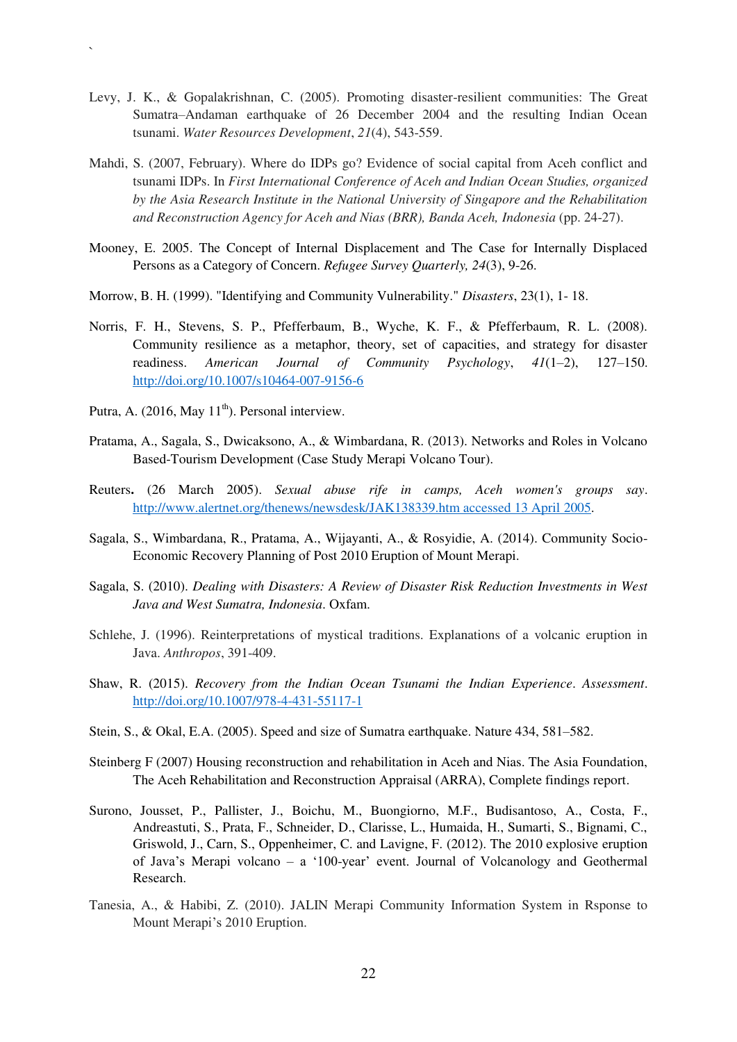Levy, J. K., & Gopalakrishnan, C. (2005). Promoting disaster-resilient communities: The Great Sumatra–Andaman earthquake of 26 December 2004 and the resulting Indian Ocean tsunami. *Water Resources Development*, *21*(4), 543-559.

Mahdi, S. (2007, February). Where do IDPs go? Evidence of social capital from Aceh conflict and tsunami IDPs. In *First International Conference of Aceh and Indian Ocean Studies, organized by the Asia Research Institute in the National University of Singapore and the Rehabilitation and Reconstruction Agency for Aceh and Nias (BRR), Banda Aceh, Indonesia* (pp. 24-27).

Mooney, E. 2005. The Concept of Internal Displacement and The Case for Internally Displaced Persons as a Category of Concern. *Refugee Survey Quarterly, 24*(3), 9-26.

Morrow, B. H. (1999). "Identifying and Community Vulnerability." *Disasters*, 23(1), 1- 18.

Norris, F. H., Stevens, S. P., Pfefferbaum, B., Wyche, K. F., & Pfefferbaum, R. L. (2008). Community resilience as a metaphor, theory, set of capacities, and strategy for disaster readiness. *American Journal of Community Psychology*, *41*(1–2), 127–150. http://doi.org/10.1007/s10464-007-9156-6

Putra, A. (2016, May 11th). Personal interview.

Pratama, A., Sagala, S., Dwicaksono, A., & Wimbardana, R. (2013). Networks and Roles in Volcano Based-Tourism Development (Case Study Merapi Volcano Tour).

Reuters**.** (26 March 2005). *Sexual abuse rife in camps, Aceh women's groups say*. http://www.alertnet.org/thenews/newsdesk/JAK138339.htm accessed 13 April 2005.

Sagala, S., Wimbardana, R., Pratama, A., Wijayanti, A., & Rosyidie, A. (2014). Community Socio-Economic Recovery Planning of Post 2010 Eruption of Mount Merapi.

Sagala, S. (2010). *Dealing with Disasters: A Review of Disaster Risk Reduction Investments in West Java and West Sumatra, Indonesia*. Oxfam.

Schlehe, J. (1996). Reinterpretations of mystical traditions. Explanations of a volcanic eruption in Java. *Anthropos*, 391-409.

Shaw, R. (2015). *Recovery from the Indian Ocean Tsunami the Indian Experience*. *Assessment*. http://doi.org/10.1007/978-4-431-55117-1

Stein, S., & Okal, E.A. (2005). Speed and size of Sumatra earthquake. Nature 434, 581–582.

Steinberg F (2007) Housing reconstruction and rehabilitation in Aceh and Nias. The Asia Foundation, The Aceh Rehabilitation and Reconstruction Appraisal (ARRA), Complete findings report.

Surono, Jousset, P., Pallister, J., Boichu, M., Buongiorno, M.F., Budisantoso, A., Costa, F., Andreastuti, S., Prata, F., Schneider, D., Clarisse, L., Humaida, H., Sumarti, S., Bignami, C., Griswold, J., Carn, S., Oppenheimer, C. and Lavigne, F. (2012). The 2010 explosive eruption of Java's Merapi volcano – a '100-year' event. Journal of Volcanology and Geothermal Research.

Tanesia, A., & Habibi, Z. (2010). JALIN Merapi Community Information System in Rsponse to Mount Merapi's 2010 Eruption.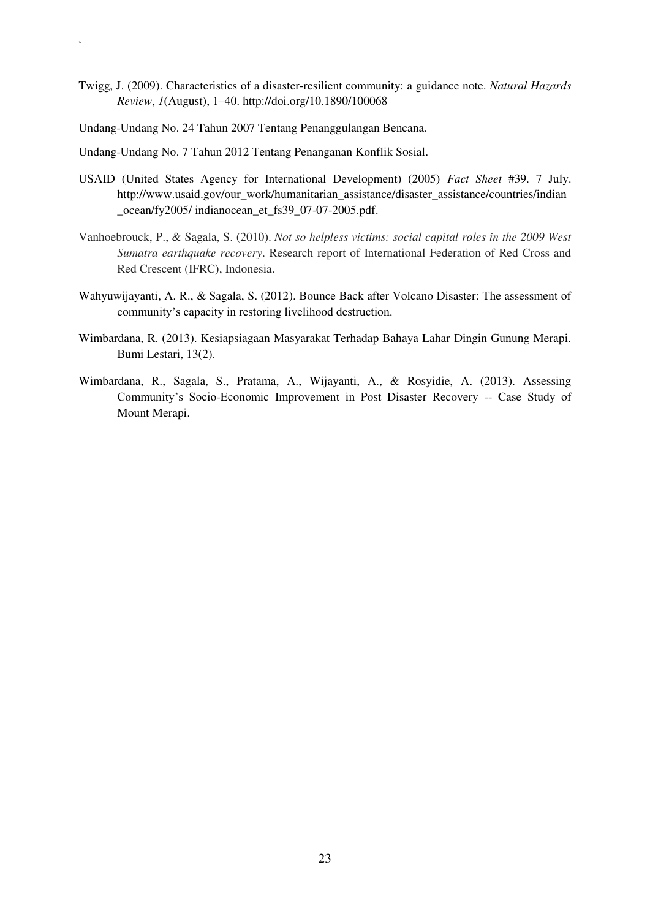Twigg, J. (2009). Characteristics of a disaster-resilient community: a guidance note. *Natural Hazards Review*, *1*(August), 1–40. http://doi.org/10.1890/100068

Undang-Undang No. 24 Tahun 2007 Tentang Penanggulangan Bencana.

Undang-Undang No. 7 Tahun 2012 Tentang Penanganan Konflik Sosial.

USAID (United States Agency for International Development) (2005) *Fact Sheet* #39. 7 July. http://www.usaid.gov/our_work/humanitarian_assistance/disaster_assistance/countries/indian_ocean/fy2005/ indianocean_et_fs39_07-07-2005.pdf.

Vanhoebrouck, P., & Sagala, S. (2010). *Not so helpless victims: social capital roles in the 2009 West Sumatra earthquake recovery*. Research report of International Federation of Red Cross and Red Crescent (IFRC), Indonesia.

Wahyuwijayanti, A. R., & Sagala, S. (2012). Bounce Back after Volcano Disaster: The assessment of community's capacity in restoring livelihood destruction.

Wimbardana, R. (2013). Kesiapsiagaan Masyarakat Terhadap Bahaya Lahar Dingin Gunung Merapi. Bumi Lestari, 13(2).

Wimbardana, R., Sagala, S., Pratama, A., Wijayanti, A., & Rosyidie, A. (2013). Assessing Community's Socio-Economic Improvement in Post Disaster Recovery -- Case Study of Mount Merapi.